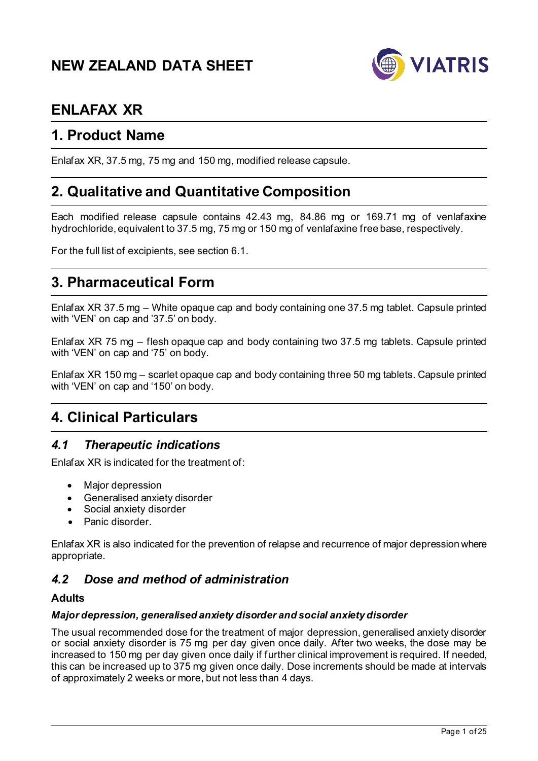# NEW ZEALAND DATA SHEET

VIATRIS

# ENLAFAX XR

## 1. Product Name

Enlafax XR, 37.5 mg, 75 mg and 150 mg, modified release capsule.

## 2. Qualitative and Quantitative Composition

Each modified release capsule contains 42.43 mg, 84.86 mg or 169.71 mg of venlafaxine hydrochloride, equivalent to 37.5 mg, 75 mg or 150 mg of venlafaxine free base, respectively.

For the full list of excipients, see section 6.1.

## 3. Pharmaceutical Form

Enlafax XR 37.5 mg – White opaque cap and body containing one 37.5 mg tablet. Capsule printed with 'VEN' on cap and '37.5' on body.

Enlafax XR 75 mg – flesh opaque cap and body containing two 37.5 mg tablets. Capsule printed with 'VEN' on cap and '75' on body.

Enlafax XR 150 mg – scarlet opaque cap and body containing three 50 mg tablets. Capsule printed with 'VEN' on cap and '150' on body.

## 4. Clinical Particulars

### *4.1 Therapeutic indications*

Enlafax XR is indicated for the treatment of:

- Major depression
- Generalised anxiety disorder
- Social anxiety disorder
- Panic disorder.

Enlafax XR is also indicated for the prevention of relapse and recurrence of major depression where appropriate.

### *4.2 Dose and method of administration*

**Adults**

***Major depression, generalised anxiety disorder and social anxiety disorder***

The usual recommended dose for the treatment of major depression, generalised anxiety disorder or social anxiety disorder is 75 mg per day given once daily. After two weeks, the dose may be increased to 150 mg per day given once daily if further clinical improvement is required. If needed, this can be increased up to 375 mg given once daily. Dose increments should be made at intervals of approximately 2 weeks or more, but not less than 4 days.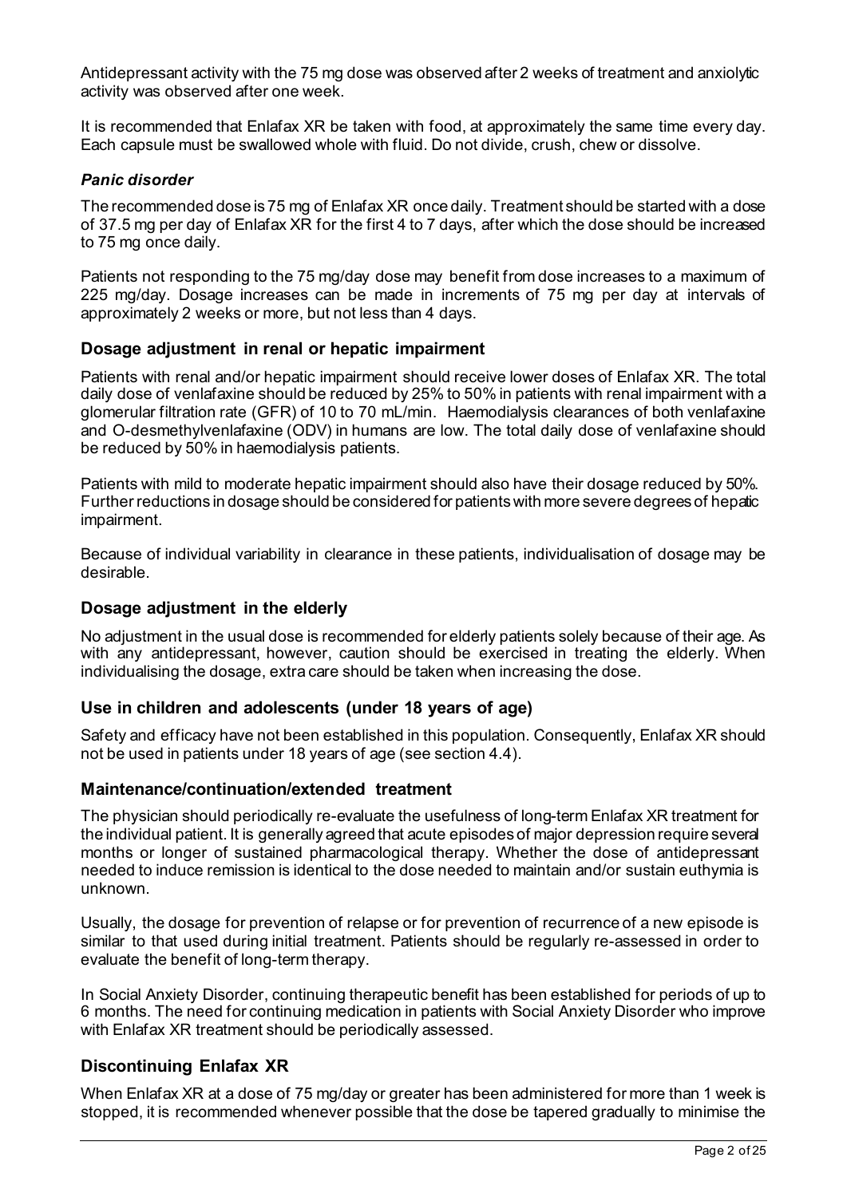Antidepressant activity with the 75 mg dose was observed after 2 weeks of treatment and anxiolytic activity was observed after one week.

It is recommended that Enlafax XR be taken with food, at approximately the same time every day. Each capsule must be swallowed whole with fluid. Do not divide, crush, chew or dissolve.

### *Panic disorder*

The recommended dose is 75 mg of Enlafax XR once daily. Treatment should be started with a dose of 37.5 mg per day of Enlafax XR for the first 4 to 7 days, after which the dose should be increased to 75 mg once daily.

Patients not responding to the 75 mg/day dose may benefit from dose increases to a maximum of 225 mg/day. Dosage increases can be made in increments of 75 mg per day at intervals of approximately 2 weeks or more, but not less than 4 days.

## Dosage adjustment in renal or hepatic impairment

Patients with renal and/or hepatic impairment should receive lower doses of Enlafax XR. The total daily dose of venlafaxine should be reduced by 25% to 50% in patients with renal impairment with a glomerular filtration rate (GFR) of 10 to 70 mL/min. Haemodialysis clearances of both venlafaxine and O-desmethylvenlafaxine (ODV) in humans are low. The total daily dose of venlafaxine should be reduced by 50% in haemodialysis patients.

Patients with mild to moderate hepatic impairment should also have their dosage reduced by 50%. Further reductions in dosage should be considered for patients with more severe degrees of hepatic impairment.

Because of individual variability in clearance in these patients, individualisation of dosage may be desirable.

## Dosage adjustment in the elderly

No adjustment in the usual dose is recommended for elderly patients solely because of their age. As with any antidepressant, however, caution should be exercised in treating the elderly. When individualising the dosage, extra care should be taken when increasing the dose.

## Use in children and adolescents (under 18 years of age)

Safety and efficacy have not been established in this population. Consequently, Enlafax XR should not be used in patients under 18 years of age (see section 4.4).

## Maintenance/continuation/extended treatment

The physician should periodically re-evaluate the usefulness of long-term Enlafax XR treatment for the individual patient. It is generally agreed that acute episodes of major depression require several months or longer of sustained pharmacological therapy. Whether the dose of antidepressant needed to induce remission is identical to the dose needed to maintain and/or sustain euthymia is unknown.

Usually, the dosage for prevention of relapse or for prevention of recurrence of a new episode is similar to that used during initial treatment. Patients should be regularly re-assessed in order to evaluate the benefit of long-term therapy.

In Social Anxiety Disorder, continuing therapeutic benefit has been established for periods of up to 6 months. The need for continuing medication in patients with Social Anxiety Disorder who improve with Enlafax XR treatment should be periodically assessed.

## Discontinuing Enlafax XR

When Enlafax XR at a dose of 75 mg/day or greater has been administered for more than 1 week is stopped, it is recommended whenever possible that the dose be tapered gradually to minimise the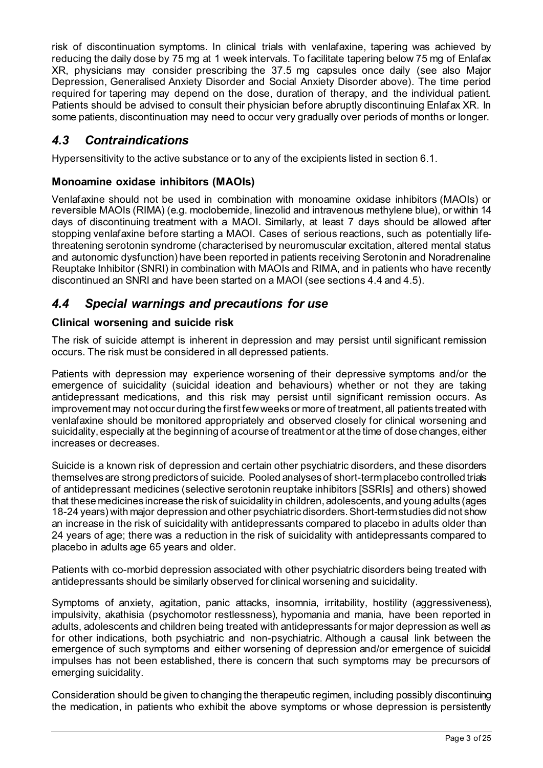risk of discontinuation symptoms. In clinical trials with venlafaxine, tapering was achieved by reducing the daily dose by 75 mg at 1 week intervals. To facilitate tapering below 75 mg of Enlafax XR, physicians may consider prescribing the 37.5 mg capsules once daily (see also Major Depression, Generalised Anxiety Disorder and Social Anxiety Disorder above). The time period required for tapering may depend on the dose, duration of therapy, and the individual patient. Patients should be advised to consult their physician before abruptly discontinuing Enlafax XR. In some patients, discontinuation may need to occur very gradually over periods of months or longer.

## *4.3 Contraindications*

Hypersensitivity to the active substance or to any of the excipients listed in section 6.1.

### Monoamine oxidase inhibitors (MAOIs)

Venlafaxine should not be used in combination with monoamine oxidase inhibitors (MAOIs) or reversible MAOIs (RIMA) (e.g. moclobemide, linezolid and intravenous methylene blue), or within 14 days of discontinuing treatment with a MAOI. Similarly, at least 7 days should be allowed after stopping venlafaxine before starting a MAOI. Cases of serious reactions, such as potentially life-threatening serotonin syndrome (characterised by neuromuscular excitation, altered mental status and autonomic dysfunction) have been reported in patients receiving Serotonin and Noradrenaline Reuptake Inhibitor (SNRI) in combination with MAOIs and RIMA, and in patients who have recently discontinued an SNRI and have been started on a MAOI (see sections 4.4 and 4.5).

## *4.4 Special warnings and precautions for use*

### Clinical worsening and suicide risk

The risk of suicide attempt is inherent in depression and may persist until significant remission occurs. The risk must be considered in all depressed patients.

Patients with depression may experience worsening of their depressive symptoms and/or the emergence of suicidality (suicidal ideation and behaviours) whether or not they are taking antidepressant medications, and this risk may persist until significant remission occurs. As improvement may not occur during the first few weeks or more of treatment, all patients treated with venlafaxine should be monitored appropriately and observed closely for clinical worsening and suicidality, especially at the beginning of a course of treatment or at the time of dose changes, either increases or decreases.

Suicide is a known risk of depression and certain other psychiatric disorders, and these disorders themselves are strong predictors of suicide. Pooled analyses of short-term placebo controlled trials of antidepressant medicines (selective serotonin reuptake inhibitors [SSRIs] and others) showed that these medicines increase the risk of suicidality in children, adolescents, and young adults (ages 18-24 years) with major depression and other psychiatric disorders. Short-term studies did not show an increase in the risk of suicidality with antidepressants compared to placebo in adults older than 24 years of age; there was a reduction in the risk of suicidality with antidepressants compared to placebo in adults age 65 years and older.

Patients with co-morbid depression associated with other psychiatric disorders being treated with antidepressants should be similarly observed for clinical worsening and suicidality.

Symptoms of anxiety, agitation, panic attacks, insomnia, irritability, hostility (aggressiveness), impulsivity, akathisia (psychomotor restlessness), hypomania and mania, have been reported in adults, adolescents and children being treated with antidepressants for major depression as well as for other indications, both psychiatric and non-psychiatric. Although a causal link between the emergence of such symptoms and either worsening of depression and/or emergence of suicidal impulses has not been established, there is concern that such symptoms may be precursors of emerging suicidality.

Consideration should be given to changing the therapeutic regimen, including possibly discontinuing the medication, in patients who exhibit the above symptoms or whose depression is persistently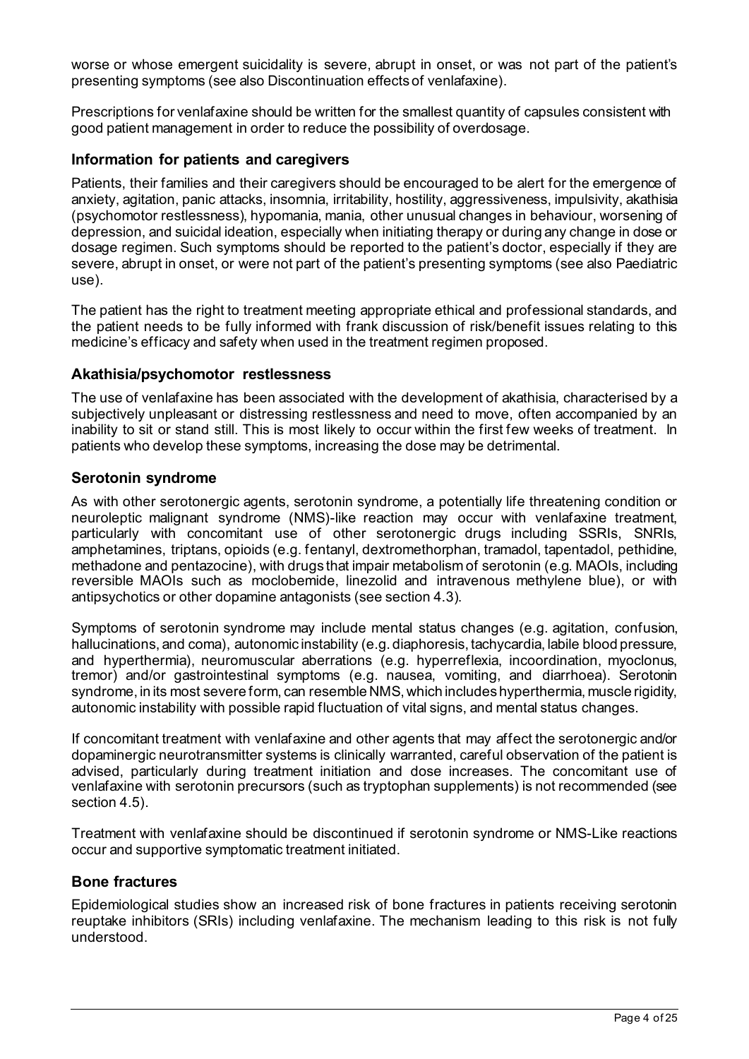worse or whose emergent suicidality is severe, abrupt in onset, or was not part of the patient's presenting symptoms (see also Discontinuation effects of venlafaxine).

Prescriptions for venlafaxine should be written for the smallest quantity of capsules consistent with good patient management in order to reduce the possibility of overdosage.

## Information for patients and caregivers

Patients, their families and their caregivers should be encouraged to be alert for the emergence of anxiety, agitation, panic attacks, insomnia, irritability, hostility, aggressiveness, impulsivity, akathisia (psychomotor restlessness), hypomania, mania, other unusual changes in behaviour, worsening of depression, and suicidal ideation, especially when initiating therapy or during any change in dose or dosage regimen. Such symptoms should be reported to the patient's doctor, especially if they are severe, abrupt in onset, or were not part of the patient's presenting symptoms (see also Paediatric use).

The patient has the right to treatment meeting appropriate ethical and professional standards, and the patient needs to be fully informed with frank discussion of risk/benefit issues relating to this medicine's efficacy and safety when used in the treatment regimen proposed.

## Akathisia/psychomotor restlessness

The use of venlafaxine has been associated with the development of akathisia, characterised by a subjectively unpleasant or distressing restlessness and need to move, often accompanied by an inability to sit or stand still. This is most likely to occur within the first few weeks of treatment. In patients who develop these symptoms, increasing the dose may be detrimental.

## Serotonin syndrome

As with other serotonergic agents, serotonin syndrome, a potentially life threatening condition or neuroleptic malignant syndrome (NMS)-like reaction may occur with venlafaxine treatment, particularly with concomitant use of other serotonergic drugs including SSRIs, SNRIs, amphetamines, triptans, opioids (e.g. fentanyl, dextromethorphan, tramadol, tapentadol, pethidine, methadone and pentazocine), with drugs that impair metabolism of serotonin (e.g. MAOIs, including reversible MAOIs such as moclobemide, linezolid and intravenous methylene blue), or with antipsychotics or other dopamine antagonists (see section 4.3).

Symptoms of serotonin syndrome may include mental status changes (e.g. agitation, confusion, hallucinations, and coma), autonomic instability (e.g. diaphoresis, tachycardia, labile blood pressure, and hyperthermia), neuromuscular aberrations (e.g. hyperreflexia, incoordination, myoclonus, tremor) and/or gastrointestinal symptoms (e.g. nausea, vomiting, and diarrhoea). Serotonin syndrome, in its most severe form, can resemble NMS, which includes hyperthermia, muscle rigidity, autonomic instability with possible rapid fluctuation of vital signs, and mental status changes.

If concomitant treatment with venlafaxine and other agents that may affect the serotonergic and/or dopaminergic neurotransmitter systems is clinically warranted, careful observation of the patient is advised, particularly during treatment initiation and dose increases. The concomitant use of venlafaxine with serotonin precursors (such as tryptophan supplements) is not recommended (see section 4.5).

Treatment with venlafaxine should be discontinued if serotonin syndrome or NMS-Like reactions occur and supportive symptomatic treatment initiated.

## Bone fractures

Epidemiological studies show an increased risk of bone fractures in patients receiving serotonin reuptake inhibitors (SRIs) including venlafaxine. The mechanism leading to this risk is not fully understood.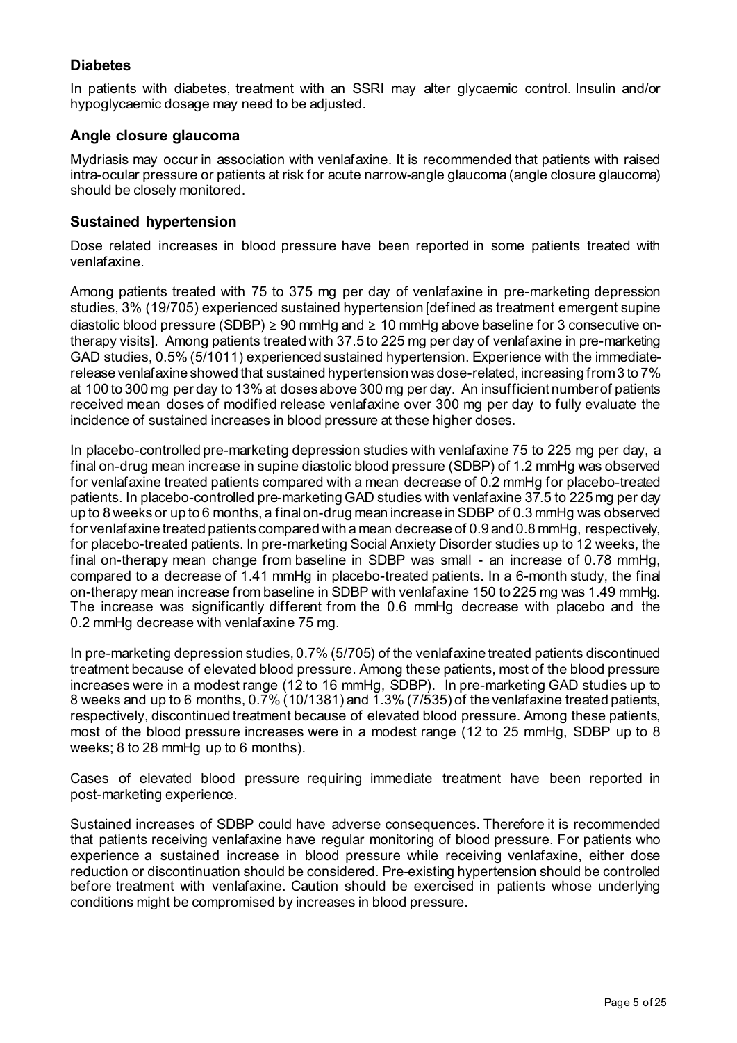## Diabetes

In patients with diabetes, treatment with an SSRI may alter glycaemic control. Insulin and/or hypoglycaemic dosage may need to be adjusted.

## Angle closure glaucoma

Mydriasis may occur in association with venlafaxine. It is recommended that patients with raised intra-ocular pressure or patients at risk for acute narrow-angle glaucoma (angle closure glaucoma) should be closely monitored.

## Sustained hypertension

Dose related increases in blood pressure have been reported in some patients treated with venlafaxine.

Among patients treated with 75 to 375 mg per day of venlafaxine in pre-marketing depression studies, 3% (19/705) experienced sustained hypertension [defined as treatment emergent supine diastolic blood pressure (SDBP) ≥ 90 mmHg and ≥ 10 mmHg above baseline for 3 consecutive on-therapy visits]. Among patients treated with 37.5 to 225 mg per day of venlafaxine in pre-marketing GAD studies, 0.5% (5/1011) experienced sustained hypertension. Experience with the immediate-release venlafaxine showed that sustained hypertension was dose-related, increasing from 3 to 7% at 100 to 300 mg per day to 13% at doses above 300 mg per day. An insufficient number of patients received mean doses of modified release venlafaxine over 300 mg per day to fully evaluate the incidence of sustained increases in blood pressure at these higher doses.

In placebo-controlled pre-marketing depression studies with venlafaxine 75 to 225 mg per day, a final on-drug mean increase in supine diastolic blood pressure (SDBP) of 1.2 mmHg was observed for venlafaxine treated patients compared with a mean decrease of 0.2 mmHg for placebo-treated patients. In placebo-controlled pre-marketing GAD studies with venlafaxine 37.5 to 225 mg per day up to 8 weeks or up to 6 months, a final on-drug mean increase in SDBP of 0.3 mmHg was observed for venlafaxine treated patients compared with a mean decrease of 0.9 and 0.8 mmHg, respectively, for placebo-treated patients. In pre-marketing Social Anxiety Disorder studies up to 12 weeks, the final on-therapy mean change from baseline in SDBP was small - an increase of 0.78 mmHg, compared to a decrease of 1.41 mmHg in placebo-treated patients. In a 6-month study, the final on-therapy mean increase from baseline in SDBP with venlafaxine 150 to 225 mg was 1.49 mmHg. The increase was significantly different from the 0.6 mmHg decrease with placebo and the 0.2 mmHg decrease with venlafaxine 75 mg.

In pre-marketing depression studies, 0.7% (5/705) of the venlafaxine treated patients discontinued treatment because of elevated blood pressure. Among these patients, most of the blood pressure increases were in a modest range (12 to 16 mmHg, SDBP). In pre-marketing GAD studies up to 8 weeks and up to 6 months, 0.7% (10/1381) and 1.3% (7/535) of the venlafaxine treated patients, respectively, discontinued treatment because of elevated blood pressure. Among these patients, most of the blood pressure increases were in a modest range (12 to 25 mmHg, SDBP up to 8 weeks; 8 to 28 mmHg up to 6 months).

Cases of elevated blood pressure requiring immediate treatment have been reported in post-marketing experience.

Sustained increases of SDBP could have adverse consequences. Therefore it is recommended that patients receiving venlafaxine have regular monitoring of blood pressure. For patients who experience a sustained increase in blood pressure while receiving venlafaxine, either dose reduction or discontinuation should be considered. Pre-existing hypertension should be controlled before treatment with venlafaxine. Caution should be exercised in patients whose underlying conditions might be compromised by increases in blood pressure.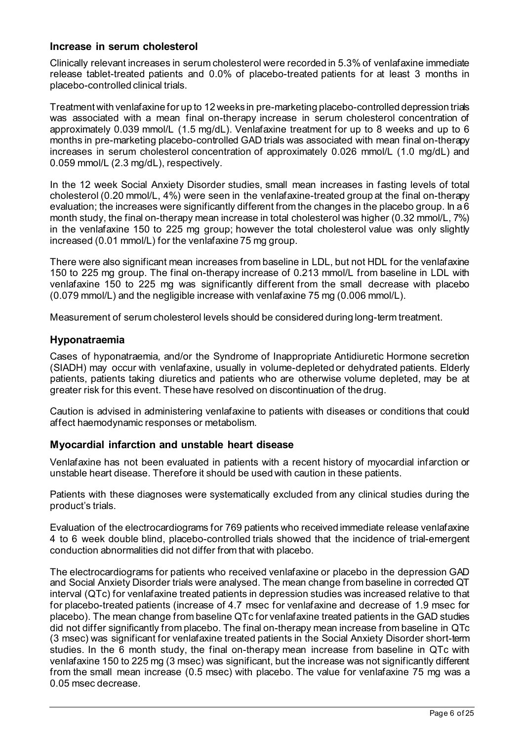### Increase in serum cholesterol

Clinically relevant increases in serum cholesterol were recorded in 5.3% of venlafaxine immediate release tablet-treated patients and 0.0% of placebo-treated patients for at least 3 months in placebo-controlled clinical trials.

Treatment with venlafaxine for up to 12 weeks in pre-marketing placebo-controlled depression trials was associated with a mean final on-therapy increase in serum cholesterol concentration of approximately 0.039 mmol/L (1.5 mg/dL). Venlafaxine treatment for up to 8 weeks and up to 6 months in pre-marketing placebo-controlled GAD trials was associated with mean final on-therapy increases in serum cholesterol concentration of approximately 0.026 mmol/L (1.0 mg/dL) and 0.059 mmol/L (2.3 mg/dL), respectively.

In the 12 week Social Anxiety Disorder studies, small mean increases in fasting levels of total cholesterol (0.20 mmol/L, 4%) were seen in the venlafaxine-treated group at the final on-therapy evaluation; the increases were significantly different from the changes in the placebo group. In a 6 month study, the final on-therapy mean increase in total cholesterol was higher (0.32 mmol/L, 7%) in the venlafaxine 150 to 225 mg group; however the total cholesterol value was only slightly increased (0.01 mmol/L) for the venlafaxine 75 mg group.

There were also significant mean increases from baseline in LDL, but not HDL for the venlafaxine 150 to 225 mg group. The final on-therapy increase of 0.213 mmol/L from baseline in LDL with venlafaxine 150 to 225 mg was significantly different from the small decrease with placebo (0.079 mmol/L) and the negligible increase with venlafaxine 75 mg (0.006 mmol/L).

Measurement of serum cholesterol levels should be considered during long-term treatment.

### Hyponatraemia

Cases of hyponatraemia, and/or the Syndrome of Inappropriate Antidiuretic Hormone secretion (SIADH) may occur with venlafaxine, usually in volume-depleted or dehydrated patients. Elderly patients, patients taking diuretics and patients who are otherwise volume depleted, may be at greater risk for this event. These have resolved on discontinuation of the drug.

Caution is advised in administering venlafaxine to patients with diseases or conditions that could affect haemodynamic responses or metabolism.

### Myocardial infarction and unstable heart disease

Venlafaxine has not been evaluated in patients with a recent history of myocardial infarction or unstable heart disease. Therefore it should be used with caution in these patients.

Patients with these diagnoses were systematically excluded from any clinical studies during the product's trials.

Evaluation of the electrocardiograms for 769 patients who received immediate release venlafaxine 4 to 6 week double blind, placebo-controlled trials showed that the incidence of trial-emergent conduction abnormalities did not differ from that with placebo.

The electrocardiograms for patients who received venlafaxine or placebo in the depression GAD and Social Anxiety Disorder trials were analysed. The mean change from baseline in corrected QT interval (QTc) for venlafaxine treated patients in depression studies was increased relative to that for placebo-treated patients (increase of 4.7 msec for venlafaxine and decrease of 1.9 msec for placebo). The mean change from baseline QTc for venlafaxine treated patients in the GAD studies did not differ significantly from placebo. The final on-therapy mean increase from baseline in QTc (3 msec) was significant for venlafaxine treated patients in the Social Anxiety Disorder short-term studies. In the 6 month study, the final on-therapy mean increase from baseline in QTc with venlafaxine 150 to 225 mg (3 msec) was significant, but the increase was not significantly different from the small mean increase (0.5 msec) with placebo. The value for venlafaxine 75 mg was a 0.05 msec decrease.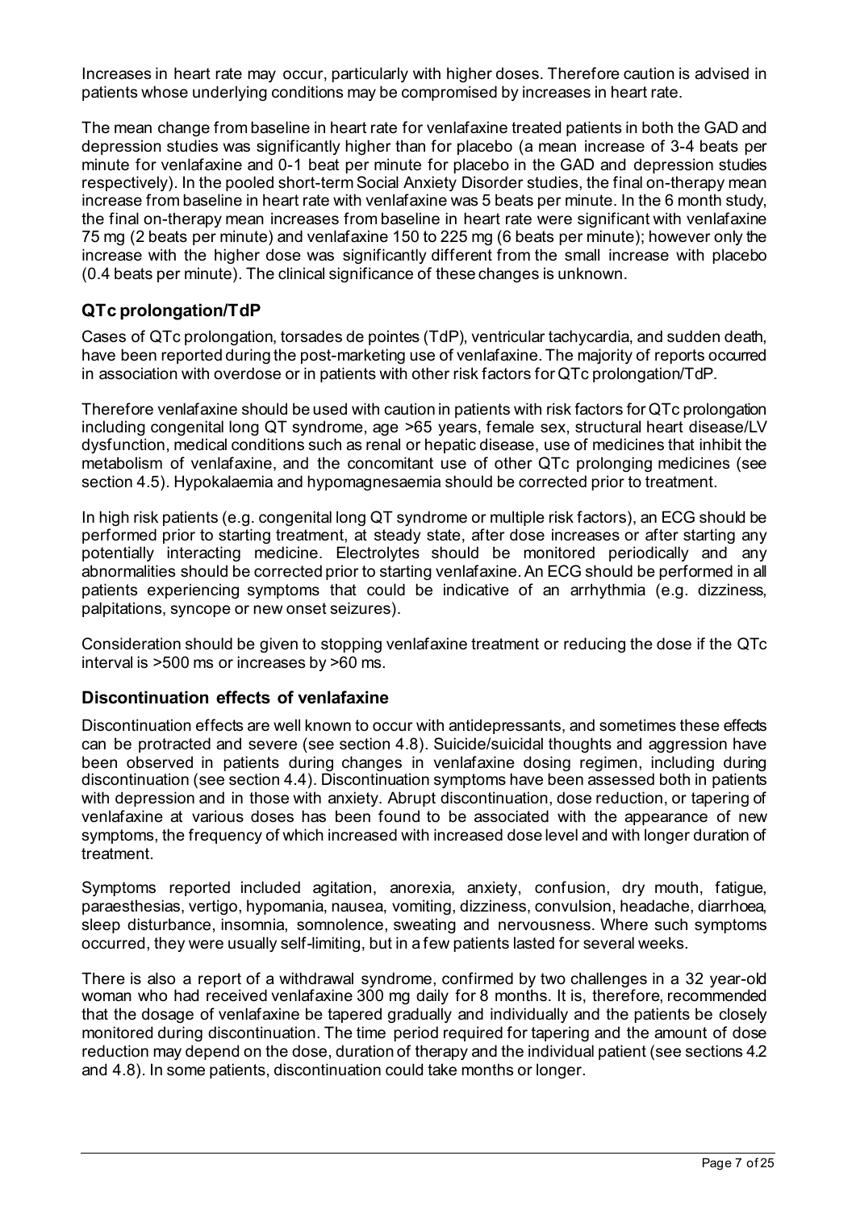Increases in heart rate may occur, particularly with higher doses. Therefore caution is advised in patients whose underlying conditions may be compromised by increases in heart rate.

The mean change from baseline in heart rate for venlafaxine treated patients in both the GAD and depression studies was significantly higher than for placebo (a mean increase of 3-4 beats per minute for venlafaxine and 0-1 beat per minute for placebo in the GAD and depression studies respectively). In the pooled short-term Social Anxiety Disorder studies, the final on-therapy mean increase from baseline in heart rate with venlafaxine was 5 beats per minute. In the 6 month study, the final on-therapy mean increases from baseline in heart rate were significant with venlafaxine 75 mg (2 beats per minute) and venlafaxine 150 to 225 mg (6 beats per minute); however only the increase with the higher dose was significantly different from the small increase with placebo (0.4 beats per minute). The clinical significance of these changes is unknown.

### QTc prolongation/TdP

Cases of QTc prolongation, torsades de pointes (TdP), ventricular tachycardia, and sudden death, have been reported during the post-marketing use of venlafaxine. The majority of reports occurred in association with overdose or in patients with other risk factors for QTc prolongation/TdP.

Therefore venlafaxine should be used with caution in patients with risk factors for QTc prolongation including congenital long QT syndrome, age >65 years, female sex, structural heart disease/LV dysfunction, medical conditions such as renal or hepatic disease, use of medicines that inhibit the metabolism of venlafaxine, and the concomitant use of other QTc prolonging medicines (see section 4.5). Hypokalaemia and hypomagnesaemia should be corrected prior to treatment.

In high risk patients (e.g. congenital long QT syndrome or multiple risk factors), an ECG should be performed prior to starting treatment, at steady state, after dose increases or after starting any potentially interacting medicine. Electrolytes should be monitored periodically and any abnormalities should be corrected prior to starting venlafaxine. An ECG should be performed in all patients experiencing symptoms that could be indicative of an arrhythmia (e.g. dizziness, palpitations, syncope or new onset seizures).

Consideration should be given to stopping venlafaxine treatment or reducing the dose if the QTc interval is >500 ms or increases by >60 ms.

### Discontinuation effects of venlafaxine

Discontinuation effects are well known to occur with antidepressants, and sometimes these effects can be protracted and severe (see section 4.8). Suicide/suicidal thoughts and aggression have been observed in patients during changes in venlafaxine dosing regimen, including during discontinuation (see section 4.4). Discontinuation symptoms have been assessed both in patients with depression and in those with anxiety. Abrupt discontinuation, dose reduction, or tapering of venlafaxine at various doses has been found to be associated with the appearance of new symptoms, the frequency of which increased with increased dose level and with longer duration of treatment.

Symptoms reported included agitation, anorexia, anxiety, confusion, dry mouth, fatigue, paraesthesias, vertigo, hypomania, nausea, vomiting, dizziness, convulsion, headache, diarrhoea, sleep disturbance, insomnia, somnolence, sweating and nervousness. Where such symptoms occurred, they were usually self-limiting, but in a few patients lasted for several weeks.

There is also a report of a withdrawal syndrome, confirmed by two challenges in a 32 year-old woman who had received venlafaxine 300 mg daily for 8 months. It is, therefore, recommended that the dosage of venlafaxine be tapered gradually and individually and the patients be closely monitored during discontinuation. The time period required for tapering and the amount of dose reduction may depend on the dose, duration of therapy and the individual patient (see sections 4.2 and 4.8). In some patients, discontinuation could take months or longer.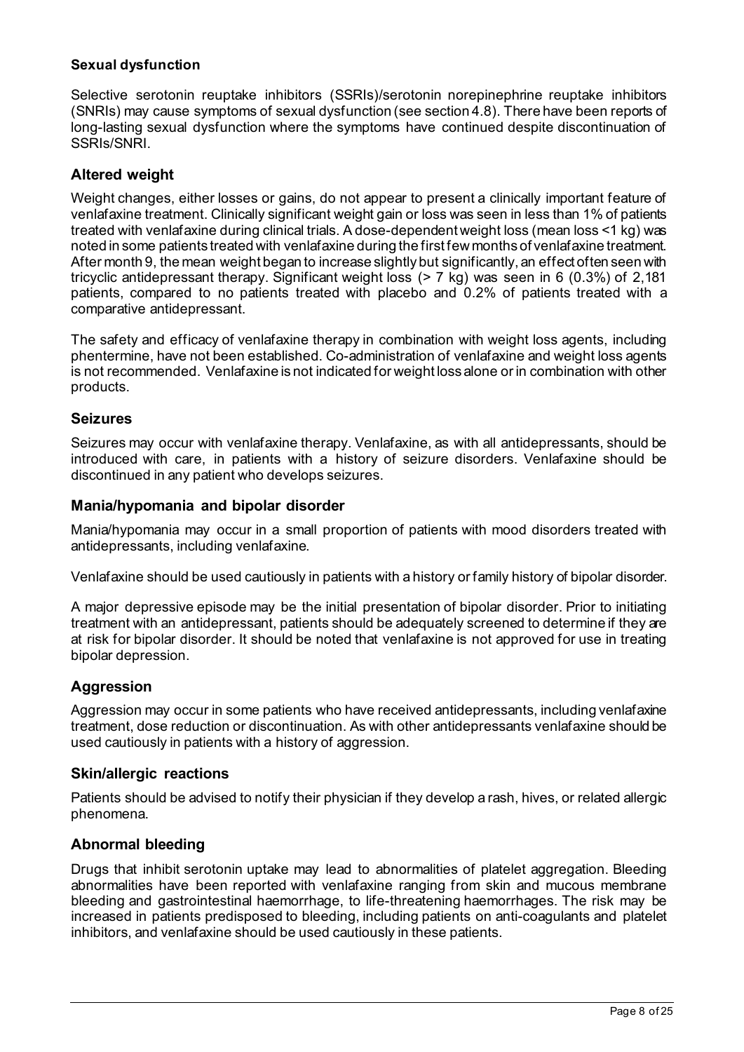### Sexual dysfunction

Selective serotonin reuptake inhibitors (SSRIs)/serotonin norepinephrine reuptake inhibitors (SNRIs) may cause symptoms of sexual dysfunction (see section 4.8). There have been reports of long-lasting sexual dysfunction where the symptoms have continued despite discontinuation of SSRIs/SNRI.

### Altered weight

Weight changes, either losses or gains, do not appear to present a clinically important feature of venlafaxine treatment. Clinically significant weight gain or loss was seen in less than 1% of patients treated with venlafaxine during clinical trials. A dose-dependent weight loss (mean loss <1 kg) was noted in some patients treated with venlafaxine during the first few months of venlafaxine treatment. After month 9, the mean weight began to increase slightly but significantly, an effect often seen with tricyclic antidepressant therapy. Significant weight loss (> 7 kg) was seen in 6 (0.3%) of 2,181 patients, compared to no patients treated with placebo and 0.2% of patients treated with a comparative antidepressant.

The safety and efficacy of venlafaxine therapy in combination with weight loss agents, including phentermine, have not been established. Co-administration of venlafaxine and weight loss agents is not recommended. Venlafaxine is not indicated for weight loss alone or in combination with other products.

### Seizures

Seizures may occur with venlafaxine therapy. Venlafaxine, as with all antidepressants, should be introduced with care, in patients with a history of seizure disorders. Venlafaxine should be discontinued in any patient who develops seizures.

### Mania/hypomania and bipolar disorder

Mania/hypomania may occur in a small proportion of patients with mood disorders treated with antidepressants, including venlafaxine.

Venlafaxine should be used cautiously in patients with a history or family history of bipolar disorder.

A major depressive episode may be the initial presentation of bipolar disorder. Prior to initiating treatment with an antidepressant, patients should be adequately screened to determine if they are at risk for bipolar disorder. It should be noted that venlafaxine is not approved for use in treating bipolar depression.

### Aggression

Aggression may occur in some patients who have received antidepressants, including venlafaxine treatment, dose reduction or discontinuation. As with other antidepressants venlafaxine should be used cautiously in patients with a history of aggression.

### Skin/allergic reactions

Patients should be advised to notify their physician if they develop a rash, hives, or related allergic phenomena.

### Abnormal bleeding

Drugs that inhibit serotonin uptake may lead to abnormalities of platelet aggregation. Bleeding abnormalities have been reported with venlafaxine ranging from skin and mucous membrane bleeding and gastrointestinal haemorrhage, to life-threatening haemorrhages. The risk may be increased in patients predisposed to bleeding, including patients on anti-coagulants and platelet inhibitors, and venlafaxine should be used cautiously in these patients.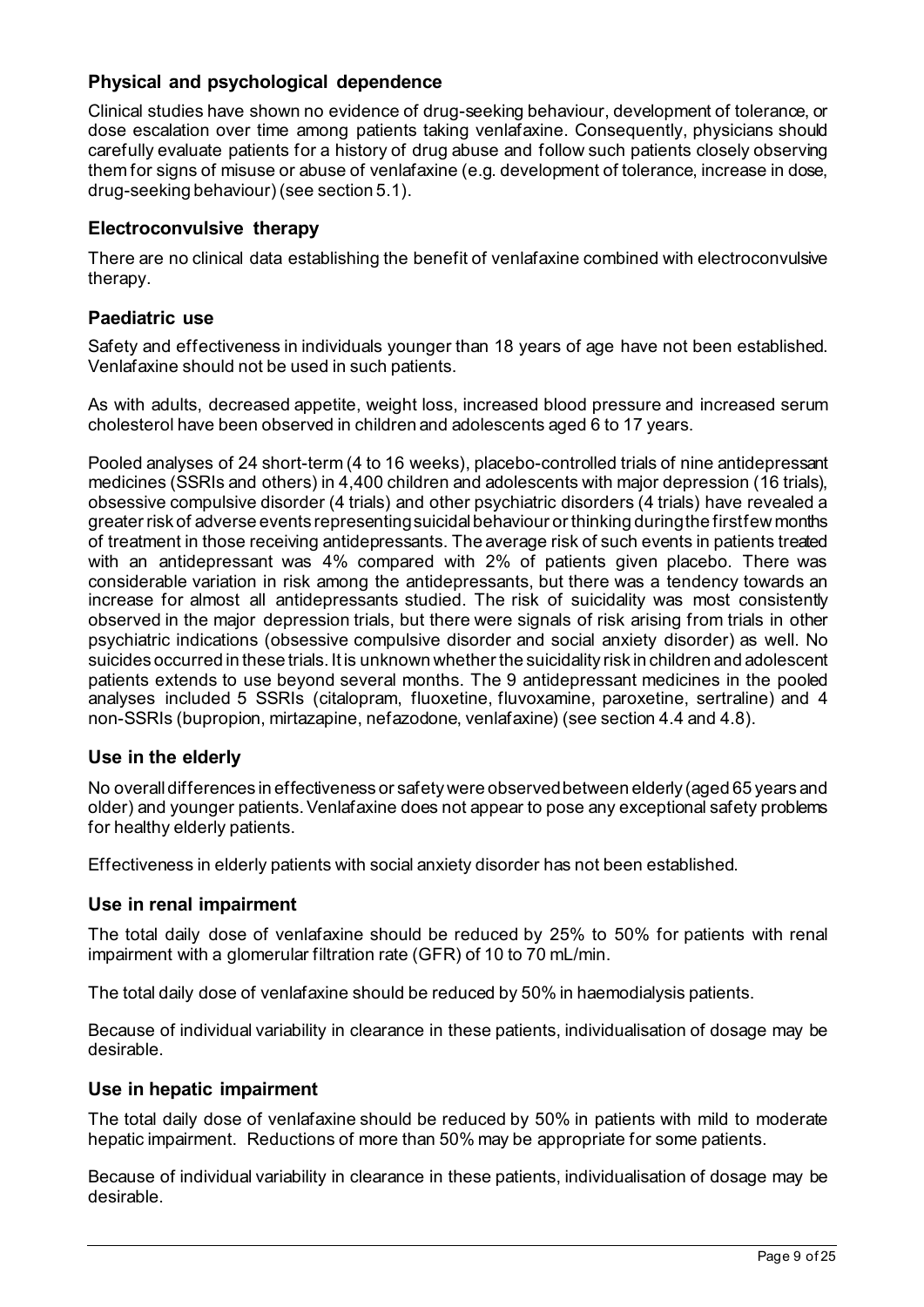### Physical and psychological dependence

Clinical studies have shown no evidence of drug-seeking behaviour, development of tolerance, or dose escalation over time among patients taking venlafaxine. Consequently, physicians should carefully evaluate patients for a history of drug abuse and follow such patients closely observing them for signs of misuse or abuse of venlafaxine (e.g. development of tolerance, increase in dose, drug-seeking behaviour) (see section 5.1).

### Electroconvulsive therapy

There are no clinical data establishing the benefit of venlafaxine combined with electroconvulsive therapy.

### Paediatric use

Safety and effectiveness in individuals younger than 18 years of age have not been established. Venlafaxine should not be used in such patients.

As with adults, decreased appetite, weight loss, increased blood pressure and increased serum cholesterol have been observed in children and adolescents aged 6 to 17 years.

Pooled analyses of 24 short-term (4 to 16 weeks), placebo-controlled trials of nine antidepressant medicines (SSRIs and others) in 4,400 children and adolescents with major depression (16 trials), obsessive compulsive disorder (4 trials) and other psychiatric disorders (4 trials) have revealed a greater risk of adverse events representing suicidal behaviour or thinking during the first few months of treatment in those receiving antidepressants. The average risk of such events in patients treated with an antidepressant was 4% compared with 2% of patients given placebo. There was considerable variation in risk among the antidepressants, but there was a tendency towards an increase for almost all antidepressants studied. The risk of suicidality was most consistently observed in the major depression trials, but there were signals of risk arising from trials in other psychiatric indications (obsessive compulsive disorder and social anxiety disorder) as well. No suicides occurred in these trials. It is unknown whether the suicidality risk in children and adolescent patients extends to use beyond several months. The 9 antidepressant medicines in the pooled analyses included 5 SSRIs (citalopram, fluoxetine, fluvoxamine, paroxetine, sertraline) and 4 non-SSRIs (bupropion, mirtazapine, nefazodone, venlafaxine) (see section 4.4 and 4.8).

### Use in the elderly

No overall differences in effectiveness or safety were observed between elderly (aged 65 years and older) and younger patients. Venlafaxine does not appear to pose any exceptional safety problems for healthy elderly patients.

Effectiveness in elderly patients with social anxiety disorder has not been established.

### Use in renal impairment

The total daily dose of venlafaxine should be reduced by 25% to 50% for patients with renal impairment with a glomerular filtration rate (GFR) of 10 to 70 mL/min.

The total daily dose of venlafaxine should be reduced by 50% in haemodialysis patients.

Because of individual variability in clearance in these patients, individualisation of dosage may be desirable.

### Use in hepatic impairment

The total daily dose of venlafaxine should be reduced by 50% in patients with mild to moderate hepatic impairment. Reductions of more than 50% may be appropriate for some patients.

Because of individual variability in clearance in these patients, individualisation of dosage may be desirable.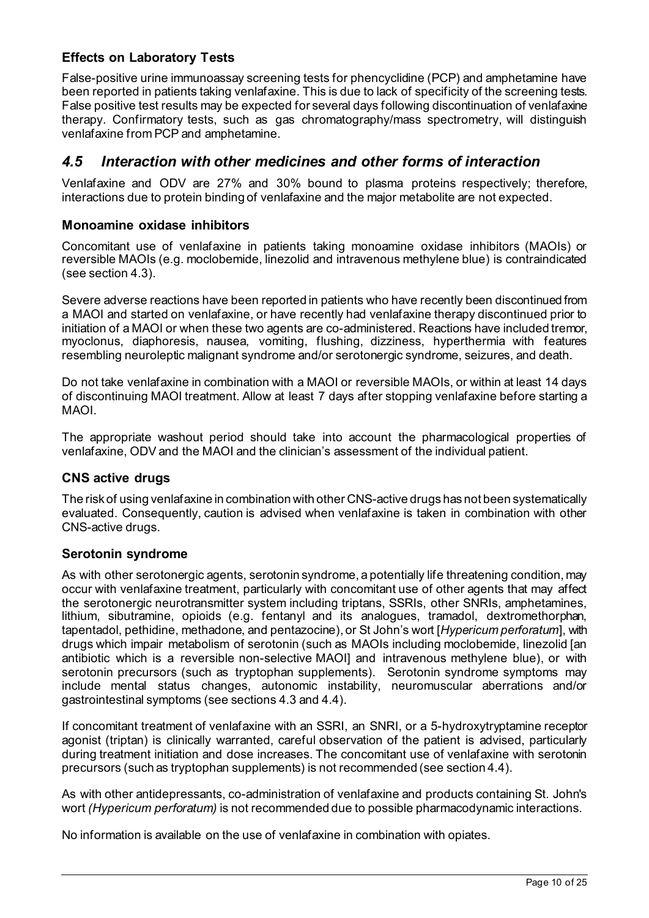### Effects on Laboratory Tests

False-positive urine immunoassay screening tests for phencyclidine (PCP) and amphetamine have been reported in patients taking venlafaxine. This is due to lack of specificity of the screening tests. False positive test results may be expected for several days following discontinuation of venlafaxine therapy. Confirmatory tests, such as gas chromatography/mass spectrometry, will distinguish venlafaxine from PCP and amphetamine.

## *4.5 Interaction with other medicines and other forms of interaction*

Venlafaxine and ODV are 27% and 30% bound to plasma proteins respectively; therefore, interactions due to protein binding of venlafaxine and the major metabolite are not expected.

### Monoamine oxidase inhibitors

Concomitant use of venlafaxine in patients taking monoamine oxidase inhibitors (MAOIs) or reversible MAOIs (e.g. moclobemide, linezolid and intravenous methylene blue) is contraindicated (see section 4.3).

Severe adverse reactions have been reported in patients who have recently been discontinued from a MAOI and started on venlafaxine, or have recently had venlafaxine therapy discontinued prior to initiation of a MAOI or when these two agents are co-administered. Reactions have included tremor, myoclonus, diaphoresis, nausea, vomiting, flushing, dizziness, hyperthermia with features resembling neuroleptic malignant syndrome and/or serotonergic syndrome, seizures, and death.

Do not take venlafaxine in combination with a MAOI or reversible MAOIs, or within at least 14 days of discontinuing MAOI treatment. Allow at least 7 days after stopping venlafaxine before starting a MAOI.

The appropriate washout period should take into account the pharmacological properties of venlafaxine, ODV and the MAOI and the clinician's assessment of the individual patient.

### CNS active drugs

The risk of using venlafaxine in combination with other CNS-active drugs has not been systematically evaluated. Consequently, caution is advised when venlafaxine is taken in combination with other CNS-active drugs.

### Serotonin syndrome

As with other serotonergic agents, serotonin syndrome, a potentially life threatening condition, may occur with venlafaxine treatment, particularly with concomitant use of other agents that may affect the serotonergic neurotransmitter system including triptans, SSRIs, other SNRIs, amphetamines, lithium, sibutramine, opioids (e.g. fentanyl and its analogues, tramadol, dextromethorphan, tapentadol, pethidine, methadone, and pentazocine), or St John's wort [*Hypericum perforatum*], with drugs which impair metabolism of serotonin (such as MAOIs including moclobemide, linezolid [an antibiotic which is a reversible non-selective MAOI] and intravenous methylene blue), or with serotonin precursors (such as tryptophan supplements). Serotonin syndrome symptoms may include mental status changes, autonomic instability, neuromuscular aberrations and/or gastrointestinal symptoms (see sections 4.3 and 4.4).

If concomitant treatment of venlafaxine with an SSRI, an SNRI, or a 5-hydroxytryptamine receptor agonist (triptan) is clinically warranted, careful observation of the patient is advised, particularly during treatment initiation and dose increases. The concomitant use of venlafaxine with serotonin precursors (such as tryptophan supplements) is not recommended (see section 4.4).

As with other antidepressants, co-administration of venlafaxine and products containing St. John's wort *(Hypericum perforatum)* is not recommended due to possible pharmacodynamic interactions.

No information is available on the use of venlafaxine in combination with opiates.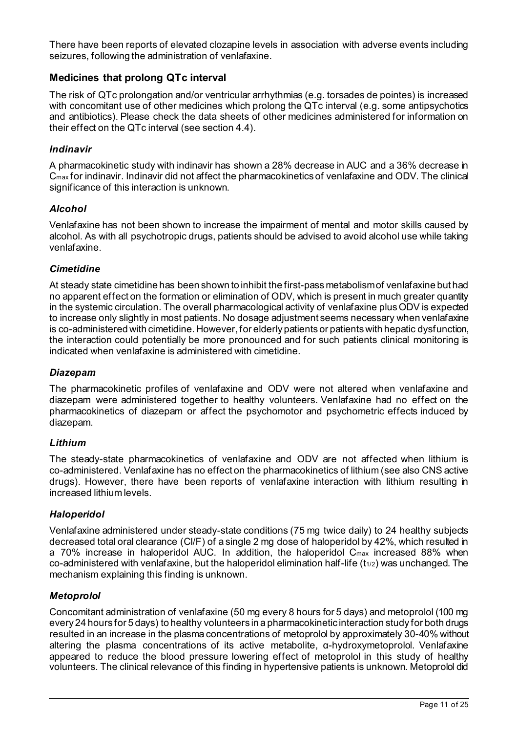There have been reports of elevated clozapine levels in association with adverse events including seizures, following the administration of venlafaxine.

## Medicines that prolong QTc interval

The risk of QTc prolongation and/or ventricular arrhythmias (e.g. torsades de pointes) is increased with concomitant use of other medicines which prolong the QTc interval (e.g. some antipsychotics and antibiotics). Please check the data sheets of other medicines administered for information on their effect on the QTc interval (see section 4.4).

### *Indinavir*

A pharmacokinetic study with indinavir has shown a 28% decrease in AUC and a 36% decrease in $C_{max}$ for indinavir. Indinavir did not affect the pharmacokinetics of venlafaxine and ODV. The clinical significance of this interaction is unknown.

### *Alcohol*

Venlafaxine has not been shown to increase the impairment of mental and motor skills caused by alcohol. As with all psychotropic drugs, patients should be advised to avoid alcohol use while taking venlafaxine.

### *Cimetidine*

At steady state cimetidine has been shown to inhibit the first-pass metabolism of venlafaxine but had no apparent effect on the formation or elimination of ODV, which is present in much greater quantity in the systemic circulation. The overall pharmacological activity of venlafaxine plus ODV is expected to increase only slightly in most patients. No dosage adjustment seems necessary when venlafaxine is co-administered with cimetidine. However, for elderly patients or patients with hepatic dysfunction, the interaction could potentially be more pronounced and for such patients clinical monitoring is indicated when venlafaxine is administered with cimetidine.

### *Diazepam*

The pharmacokinetic profiles of venlafaxine and ODV were not altered when venlafaxine and diazepam were administered together to healthy volunteers. Venlafaxine had no effect on the pharmacokinetics of diazepam or affect the psychomotor and psychometric effects induced by diazepam.

### *Lithium*

The steady-state pharmacokinetics of venlafaxine and ODV are not affected when lithium is co-administered. Venlafaxine has no effect on the pharmacokinetics of lithium (see also CNS active drugs). However, there have been reports of venlafaxine interaction with lithium resulting in increased lithium levels.

### *Haloperidol*

Venlafaxine administered under steady-state conditions (75 mg twice daily) to 24 healthy subjects decreased total oral clearance (Cl/F) of a single 2 mg dose of haloperidol by 42%, which resulted in a 70% increase in haloperidol AUC. In addition, the haloperidol $C_{max}$ increased 88% when co-administered with venlafaxine, but the haloperidol elimination half-life ($t_{1/2}$) was unchanged. The mechanism explaining this finding is unknown.

### *Metoprolol*

Concomitant administration of venlafaxine (50 mg every 8 hours for 5 days) and metoprolol (100 mg every 24 hours for 5 days) to healthy volunteers in a pharmacokinetic interaction study for both drugs resulted in an increase in the plasma concentrations of metoprolol by approximately 30-40% without altering the plasma concentrations of its active metabolite, α-hydroxymetoprolol. Venlafaxine appeared to reduce the blood pressure lowering effect of metoprolol in this study of healthy volunteers. The clinical relevance of this finding in hypertensive patients is unknown. Metoprolol did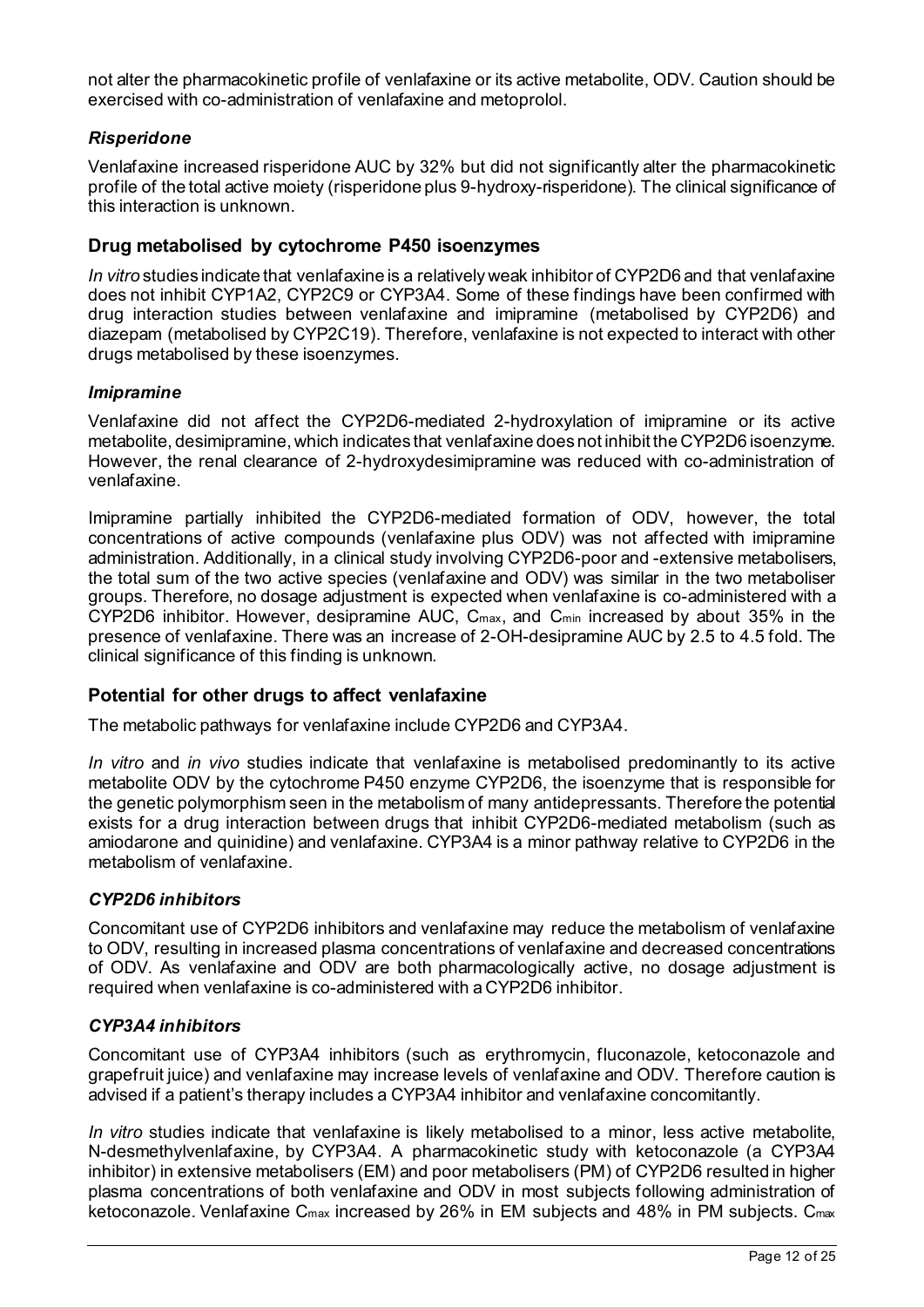not alter the pharmacokinetic profile of venlafaxine or its active metabolite, ODV. Caution should be exercised with co-administration of venlafaxine and metoprolol.

### *Risperidone*

Venlafaxine increased risperidone AUC by 32% but did not significantly alter the pharmacokinetic profile of the total active moiety (risperidone plus 9-hydroxy-risperidone). The clinical significance of this interaction is unknown.

## Drug metabolised by cytochrome P450 isoenzymes

*In vitro* studies indicate that venlafaxine is a relatively weak inhibitor of CYP2D6 and that venlafaxine does not inhibit CYP1A2, CYP2C9 or CYP3A4. Some of these findings have been confirmed with drug interaction studies between venlafaxine and imipramine (metabolised by CYP2D6) and diazepam (metabolised by CYP2C19). Therefore, venlafaxine is not expected to interact with other drugs metabolised by these isoenzymes.

### *Imipramine*

Venlafaxine did not affect the CYP2D6-mediated 2-hydroxylation of imipramine or its active metabolite, desimipramine, which indicates that venlafaxine does not inhibit the CYP2D6 isoenzyme. However, the renal clearance of 2-hydroxydesimipramine was reduced with co-administration of venlafaxine.

Imipramine partially inhibited the CYP2D6-mediated formation of ODV, however, the total concentrations of active compounds (venlafaxine plus ODV) was not affected with imipramine administration. Additionally, in a clinical study involving CYP2D6-poor and -extensive metabolisers, the total sum of the two active species (venlafaxine and ODV) was similar in the two metaboliser groups. Therefore, no dosage adjustment is expected when venlafaxine is co-administered with a CYP2D6 inhibitor. However, desipramine AUC, $C_{max}$, and $C_{min}$ increased by about 35% in the presence of venlafaxine. There was an increase of 2-OH-desipramine AUC by 2.5 to 4.5 fold. The clinical significance of this finding is unknown.

## Potential for other drugs to affect venlafaxine

The metabolic pathways for venlafaxine include CYP2D6 and CYP3A4.

*In vitro* and *in vivo* studies indicate that venlafaxine is metabolised predominantly to its active metabolite ODV by the cytochrome P450 enzyme CYP2D6, the isoenzyme that is responsible for the genetic polymorphism seen in the metabolism of many antidepressants. Therefore the potential exists for a drug interaction between drugs that inhibit CYP2D6-mediated metabolism (such as amiodarone and quinidine) and venlafaxine. CYP3A4 is a minor pathway relative to CYP2D6 in the metabolism of venlafaxine.

### *CYP2D6 inhibitors*

Concomitant use of CYP2D6 inhibitors and venlafaxine may reduce the metabolism of venlafaxine to ODV, resulting in increased plasma concentrations of venlafaxine and decreased concentrations of ODV. As venlafaxine and ODV are both pharmacologically active, no dosage adjustment is required when venlafaxine is co-administered with a CYP2D6 inhibitor.

### *CYP3A4 inhibitors*

Concomitant use of CYP3A4 inhibitors (such as erythromycin, fluconazole, ketoconazole and grapefruit juice) and venlafaxine may increase levels of venlafaxine and ODV. Therefore caution is advised if a patient's therapy includes a CYP3A4 inhibitor and venlafaxine concomitantly.

*In vitro* studies indicate that venlafaxine is likely metabolised to a minor, less active metabolite, N-desmethylvenlafaxine, by CYP3A4. A pharmacokinetic study with ketoconazole (a CYP3A4 inhibitor) in extensive metabolisers (EM) and poor metabolisers (PM) of CYP2D6 resulted in higher plasma concentrations of both venlafaxine and ODV in most subjects following administration of ketoconazole. Venlafaxine $C_{max}$ increased by 26% in EM subjects and 48% in PM subjects. $C_{max}$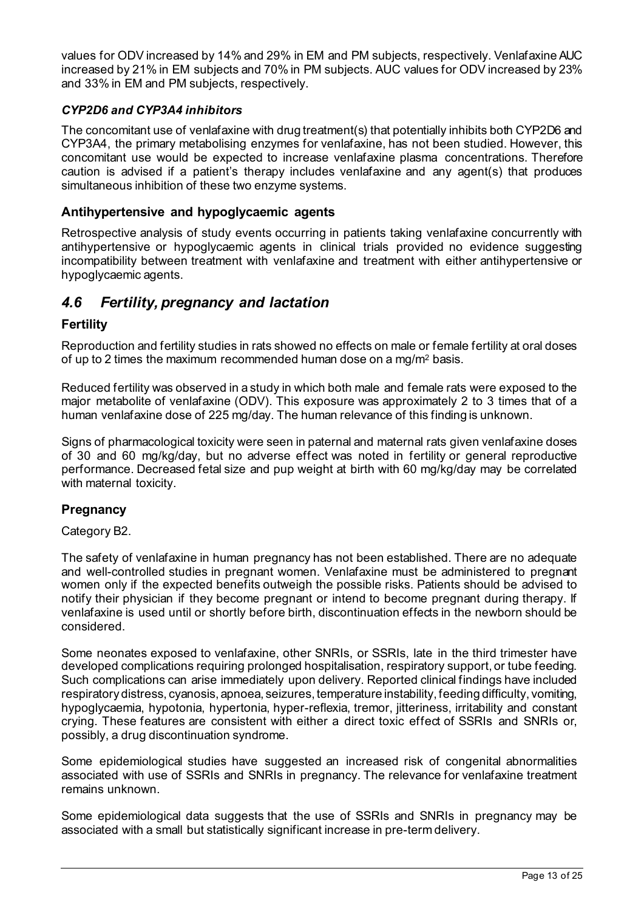values for ODV increased by 14% and 29% in EM and PM subjects, respectively. Venlafaxine AUC increased by 21% in EM subjects and 70% in PM subjects. AUC values for ODV increased by 23% and 33% in EM and PM subjects, respectively.

#### *CYP2D6 and CYP3A4 inhibitors*

The concomitant use of venlafaxine with drug treatment(s) that potentially inhibits both CYP2D6 and CYP3A4, the primary metabolising enzymes for venlafaxine, has not been studied. However, this concomitant use would be expected to increase venlafaxine plasma concentrations. Therefore caution is advised if a patient's therapy includes venlafaxine and any agent(s) that produces simultaneous inhibition of these two enzyme systems.

### Antihypertensive and hypoglycaemic agents

Retrospective analysis of study events occurring in patients taking venlafaxine concurrently with antihypertensive or hypoglycaemic agents in clinical trials provided no evidence suggesting incompatibility between treatment with venlafaxine and treatment with either antihypertensive or hypoglycaemic agents.

## *4.6 Fertility, pregnancy and lactation*

### Fertility

Reproduction and fertility studies in rats showed no effects on male or female fertility at oral doses of up to 2 times the maximum recommended human dose on a mg/$m^2$ basis.

Reduced fertility was observed in a study in which both male and female rats were exposed to the major metabolite of venlafaxine (ODV). This exposure was approximately 2 to 3 times that of a human venlafaxine dose of 225 mg/day. The human relevance of this finding is unknown.

Signs of pharmacological toxicity were seen in paternal and maternal rats given venlafaxine doses of 30 and 60 mg/kg/day, but no adverse effect was noted in fertility or general reproductive performance. Decreased fetal size and pup weight at birth with 60 mg/kg/day may be correlated with maternal toxicity.

### Pregnancy

Category B2.

The safety of venlafaxine in human pregnancy has not been established. There are no adequate and well-controlled studies in pregnant women. Venlafaxine must be administered to pregnant women only if the expected benefits outweigh the possible risks. Patients should be advised to notify their physician if they become pregnant or intend to become pregnant during therapy. If venlafaxine is used until or shortly before birth, discontinuation effects in the newborn should be considered.

Some neonates exposed to venlafaxine, other SNRIs, or SSRIs, late in the third trimester have developed complications requiring prolonged hospitalisation, respiratory support, or tube feeding. Such complications can arise immediately upon delivery. Reported clinical findings have included respiratory distress, cyanosis, apnoea, seizures, temperature instability, feeding difficulty, vomiting, hypoglycaemia, hypotonia, hypertonia, hyper-reflexia, tremor, jitteriness, irritability and constant crying. These features are consistent with either a direct toxic effect of SSRIs and SNRIs or, possibly, a drug discontinuation syndrome.

Some epidemiological studies have suggested an increased risk of congenital abnormalities associated with use of SSRIs and SNRIs in pregnancy. The relevance for venlafaxine treatment remains unknown.

Some epidemiological data suggests that the use of SSRIs and SNRIs in pregnancy may be associated with a small but statistically significant increase in pre-term delivery.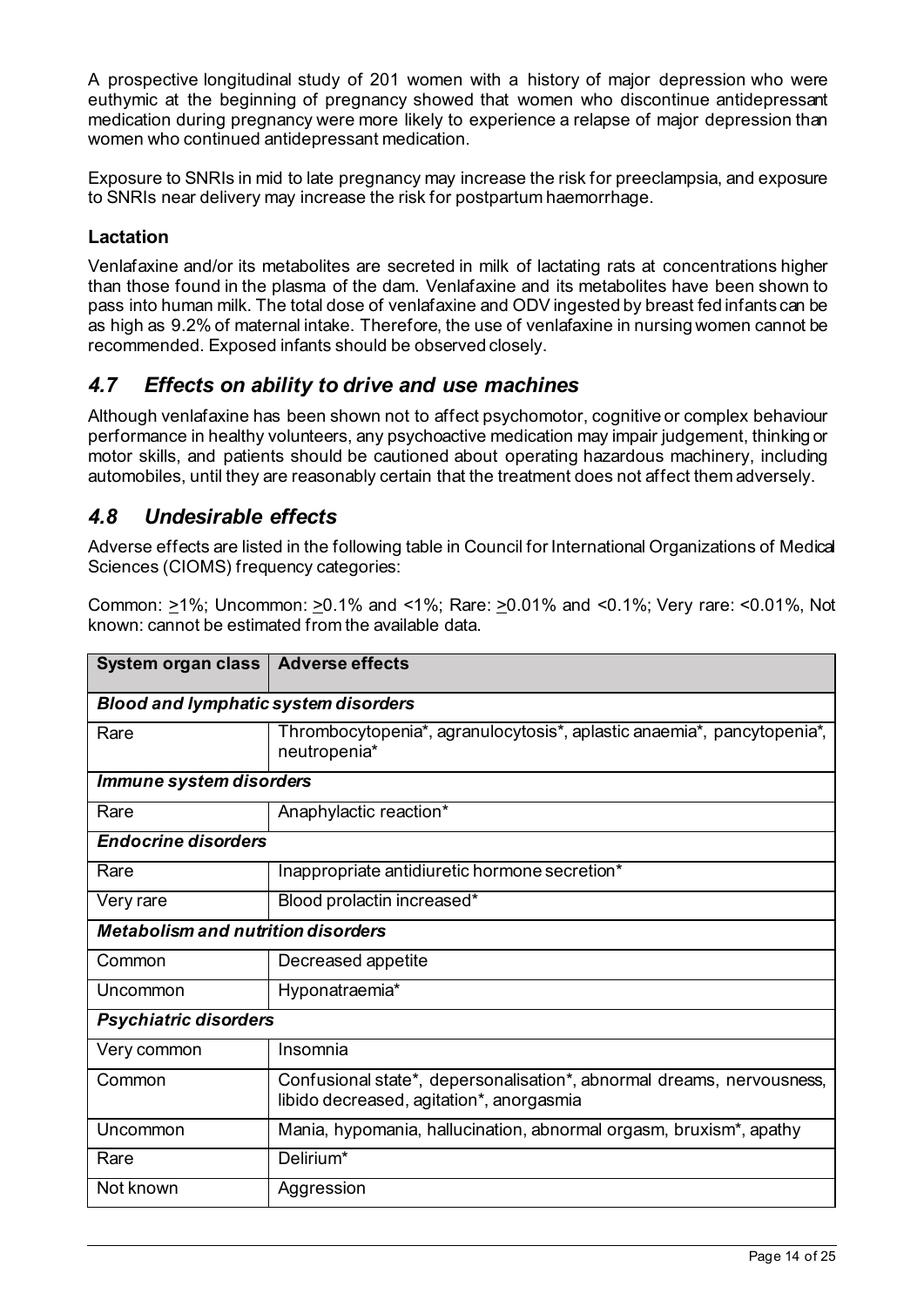A prospective longitudinal study of 201 women with a history of major depression who were euthymic at the beginning of pregnancy showed that women who discontinue antidepressant medication during pregnancy were more likely to experience a relapse of major depression than women who continued antidepressant medication.

Exposure to SNRIs in mid to late pregnancy may increase the risk for preeclampsia, and exposure to SNRIs near delivery may increase the risk for postpartum haemorrhage.

### Lactation

Venlafaxine and/or its metabolites are secreted in milk of lactating rats at concentrations higher than those found in the plasma of the dam. Venlafaxine and its metabolites have been shown to pass into human milk. The total dose of venlafaxine and ODV ingested by breast fed infants can be as high as 9.2% of maternal intake. Therefore, the use of venlafaxine in nursing women cannot be recommended. Exposed infants should be observed closely.

## *4.7 Effects on ability to drive and use machines*

Although venlafaxine has been shown not to affect psychomotor, cognitive or complex behaviour performance in healthy volunteers, any psychoactive medication may impair judgement, thinking or motor skills, and patients should be cautioned about operating hazardous machinery, including automobiles, until they are reasonably certain that the treatment does not affect them adversely.

## *4.8 Undesirable effects*

Adverse effects are listed in the following table in Council for International Organizations of Medical Sciences (CIOMS) frequency categories:

Common: $\geq$1%; Uncommon: $\geq$0.1% and <1%; Rare: $\geq$0.01% and <0.1%; Very rare: <0.01%, Not known: cannot be estimated from the available data.

| System organ class | Adverse effects |
|---|---|
| ***Blood and lymphatic system disorders*** | |
| Rare | Thrombocytopenia*, agranulocytosis*, aplastic anaemia*, pancytopenia*, neutropenia* |
| ***Immune system disorders*** | |
| Rare | Anaphylactic reaction* |
| ***Endocrine disorders*** | |
| Rare | Inappropriate antidiuretic hormone secretion* |
| Very rare | Blood prolactin increased* |
| ***Metabolism and nutrition disorders*** | |
| Common | Decreased appetite |
| Uncommon | Hyponatraemia* |
| ***Psychiatric disorders*** | |
| Very common | Insomnia |
| Common | Confusional state*, depersonalisation*, abnormal dreams, nervousness, libido decreased, agitation*, anorgasmia |
| Uncommon | Mania, hypomania, hallucination, abnormal orgasm, bruxism*, apathy |
| Rare | Delirium* |
| Not known | Aggression |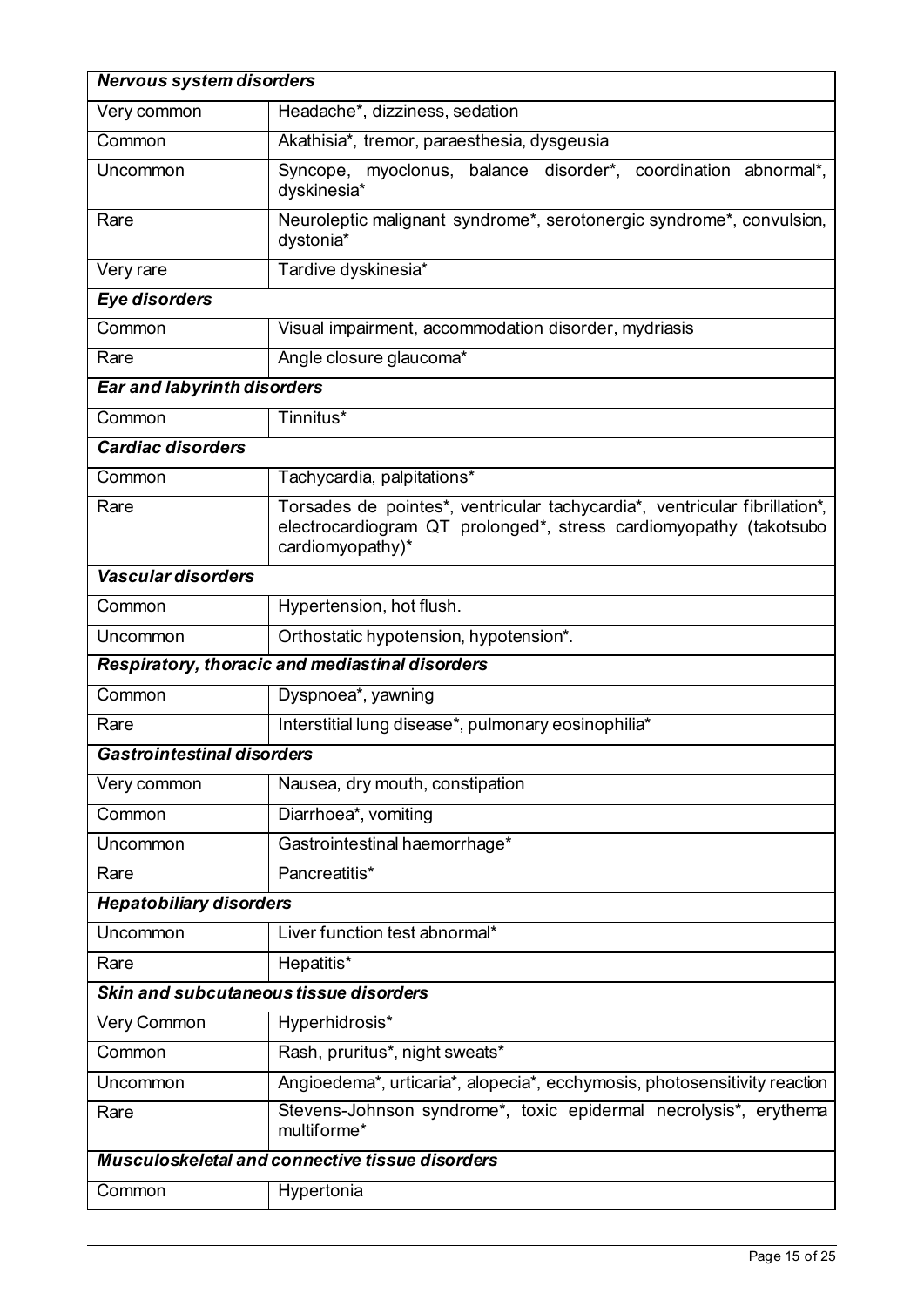| ***Nervous system disorders*** | |
|---|---|
| Very common | Headache*, dizziness, sedation |
| Common | Akathisia*, tremor, paraesthesia, dysgeusia |
| Uncommon | Syncope, myoclonus, balance disorder*, coordination abnormal*, dyskinesia* |
| Rare | Neuroleptic malignant syndrome*, serotonergic syndrome*, convulsion, dystonia* |
| Very rare | Tardive dyskinesia* |
| ***Eye disorders*** | |
| Common | Visual impairment, accommodation disorder, mydriasis |
| Rare | Angle closure glaucoma* |
| ***Ear and labyrinth disorders*** | |
| Common | Tinnitus* |
| ***Cardiac disorders*** | |
| Common | Tachycardia, palpitations* |
| Rare | Torsades de pointes*, ventricular tachycardia*, ventricular fibrillation*, electrocardiogram QT prolonged*, stress cardiomyopathy (takotsubo cardiomyopathy)* |
| ***Vascular disorders*** | |
| Common | Hypertension, hot flush. |
| Uncommon | Orthostatic hypotension, hypotension*. |
| ***Respiratory, thoracic and mediastinal disorders*** | |
| Common | Dyspnoea*, yawning |
| Rare | Interstitial lung disease*, pulmonary eosinophilia* |
| ***Gastrointestinal disorders*** | |
| Very common | Nausea, dry mouth, constipation |
| Common | Diarrhoea*, vomiting |
| Uncommon | Gastrointestinal haemorrhage* |
| Rare | Pancreatitis* |
| ***Hepatobiliary disorders*** | |
| Uncommon | Liver function test abnormal* |
| Rare | Hepatitis* |
| ***Skin and subcutaneous tissue disorders*** | |
| Very Common | Hyperhidrosis* |
| Common | Rash, pruritus*, night sweats* |
| Uncommon | Angioedema*, urticaria*, alopecia*, ecchymosis, photosensitivity reaction |
| Rare | Stevens-Johnson syndrome*, toxic epidermal necrolysis*, erythema multiforme* |
| ***Musculoskeletal and connective tissue disorders*** | |
| Common | Hypertonia |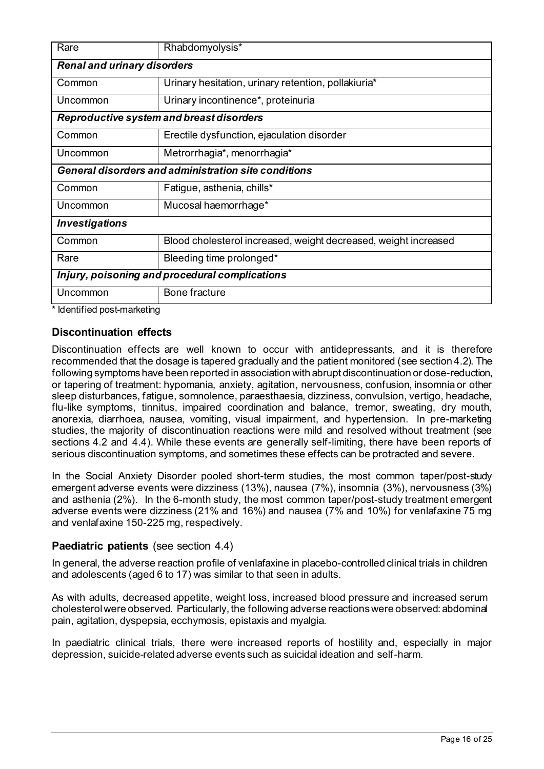| | |
|---|---|
| Rare | Rhabdomyolysis* |
| ***Renal and urinary disorders*** | |
| Common | Urinary hesitation, urinary retention, pollakiuria* |
| Uncommon | Urinary incontinence*, proteinuria |
| ***Reproductive system and breast disorders*** | |
| Common | Erectile dysfunction, ejaculation disorder |
| Uncommon | Metrorrhagia*, menorrhagia* |
| ***General disorders and administration site conditions*** | |
| Common | Fatigue, asthenia, chills* |
| Uncommon | Mucosal haemorrhage* |
| ***Investigations*** | |
| Common | Blood cholesterol increased, weight decreased, weight increased |
| Rare | Bleeding time prolonged* |
| ***Injury, poisoning and procedural complications*** | |
| Uncommon | Bone fracture |

* Identified post-marketing

### Discontinuation effects

Discontinuation effects are well known to occur with antidepressants, and it is therefore recommended that the dosage is tapered gradually and the patient monitored (see section 4.2). The following symptoms have been reported in association with abrupt discontinuation or dose-reduction, or tapering of treatment: hypomania, anxiety, agitation, nervousness, confusion, insomnia or other sleep disturbances, fatigue, somnolence, paraesthasia, dizziness, convulsion, vertigo, headache, flu-like symptoms, tinnitus, impaired coordination and balance, tremor, sweating, dry mouth, anorexia, diarrhoea, nausea, vomiting, visual impairment, and hypertension. In pre-marketing studies, the majority of discontinuation reactions were mild and resolved without treatment (see sections 4.2 and 4.4). While these events are generally self-limiting, there have been reports of serious discontinuation symptoms, and sometimes these effects can be protracted and severe.

In the Social Anxiety Disorder pooled short-term studies, the most common taper/post-study emergent adverse events were dizziness (13%), nausea (7%), insomnia (3%), nervousness (3%) and asthenia (2%). In the 6-month study, the most common taper/post-study treatment emergent adverse events were dizziness (21% and 16%) and nausea (7% and 10%) for venlafaxine 75 mg and venlafaxine 150-225 mg, respectively.

### Paediatric patients (see section 4.4)

In general, the adverse reaction profile of venlafaxine in placebo-controlled clinical trials in children and adolescents (aged 6 to 17) was similar to that seen in adults.

As with adults, decreased appetite, weight loss, increased blood pressure and increased serum cholesterol were observed. Particularly, the following adverse reactions were observed: abdominal pain, agitation, dyspepsia, ecchymosis, epistaxis and myalgia.

In paediatric clinical trials, there were increased reports of hostility and, especially in major depression, suicide-related adverse events such as suicidal ideation and self-harm.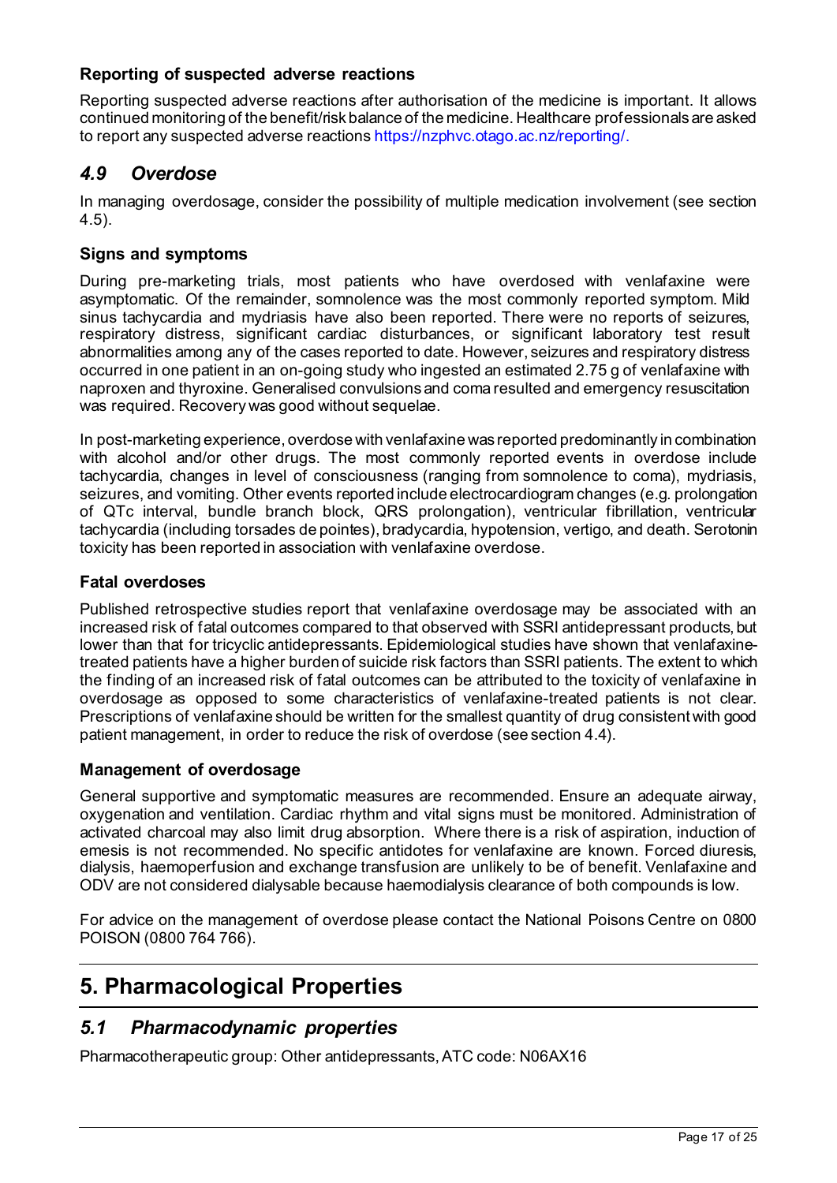### Reporting of suspected adverse reactions

Reporting suspected adverse reactions after authorisation of the medicine is important. It allows continued monitoring of the benefit/risk balance of the medicine. Healthcare professionals are asked to report any suspected adverse reactions https://nzphvc.otago.ac.nz/reporting/.

## *4.9 Overdose*

In managing overdosage, consider the possibility of multiple medication involvement (see section 4.5).

### Signs and symptoms

During pre-marketing trials, most patients who have overdosed with venlafaxine were asymptomatic. Of the remainder, somnolence was the most commonly reported symptom. Mild sinus tachycardia and mydriasis have also been reported. There were no reports of seizures, respiratory distress, significant cardiac disturbances, or significant laboratory test result abnormalities among any of the cases reported to date. However, seizures and respiratory distress occurred in one patient in an on-going study who ingested an estimated 2.75 g of venlafaxine with naproxen and thyroxine. Generalised convulsions and coma resulted and emergency resuscitation was required. Recovery was good without sequelae.

In post-marketing experience, overdose with venlafaxine was reported predominantly in combination with alcohol and/or other drugs. The most commonly reported events in overdose include tachycardia, changes in level of consciousness (ranging from somnolence to coma), mydriasis, seizures, and vomiting. Other events reported include electrocardiogram changes (e.g. prolongation of QTc interval, bundle branch block, QRS prolongation), ventricular fibrillation, ventricular tachycardia (including torsades de pointes), bradycardia, hypotension, vertigo, and death. Serotonin toxicity has been reported in association with venlafaxine overdose.

### Fatal overdoses

Published retrospective studies report that venlafaxine overdosage may be associated with an increased risk of fatal outcomes compared to that observed with SSRI antidepressant products, but lower than that for tricyclic antidepressants. Epidemiological studies have shown that venlafaxine-treated patients have a higher burden of suicide risk factors than SSRI patients. The extent to which the finding of an increased risk of fatal outcomes can be attributed to the toxicity of venlafaxine in overdosage as opposed to some characteristics of venlafaxine-treated patients is not clear. Prescriptions of venlafaxine should be written for the smallest quantity of drug consistent with good patient management, in order to reduce the risk of overdose (see section 4.4).

### Management of overdosage

General supportive and symptomatic measures are recommended. Ensure an adequate airway, oxygenation and ventilation. Cardiac rhythm and vital signs must be monitored. Administration of activated charcoal may also limit drug absorption. Where there is a risk of aspiration, induction of emesis is not recommended. No specific antidotes for venlafaxine are known. Forced diuresis, dialysis, haemoperfusion and exchange transfusion are unlikely to be of benefit. Venlafaxine and ODV are not considered dialysable because haemodialysis clearance of both compounds is low.

For advice on the management of overdose please contact the National Poisons Centre on 0800 POISON (0800 764 766).

# 5. Pharmacological Properties

## *5.1 Pharmacodynamic properties*

Pharmacotherapeutic group: Other antidepressants, ATC code: N06AX16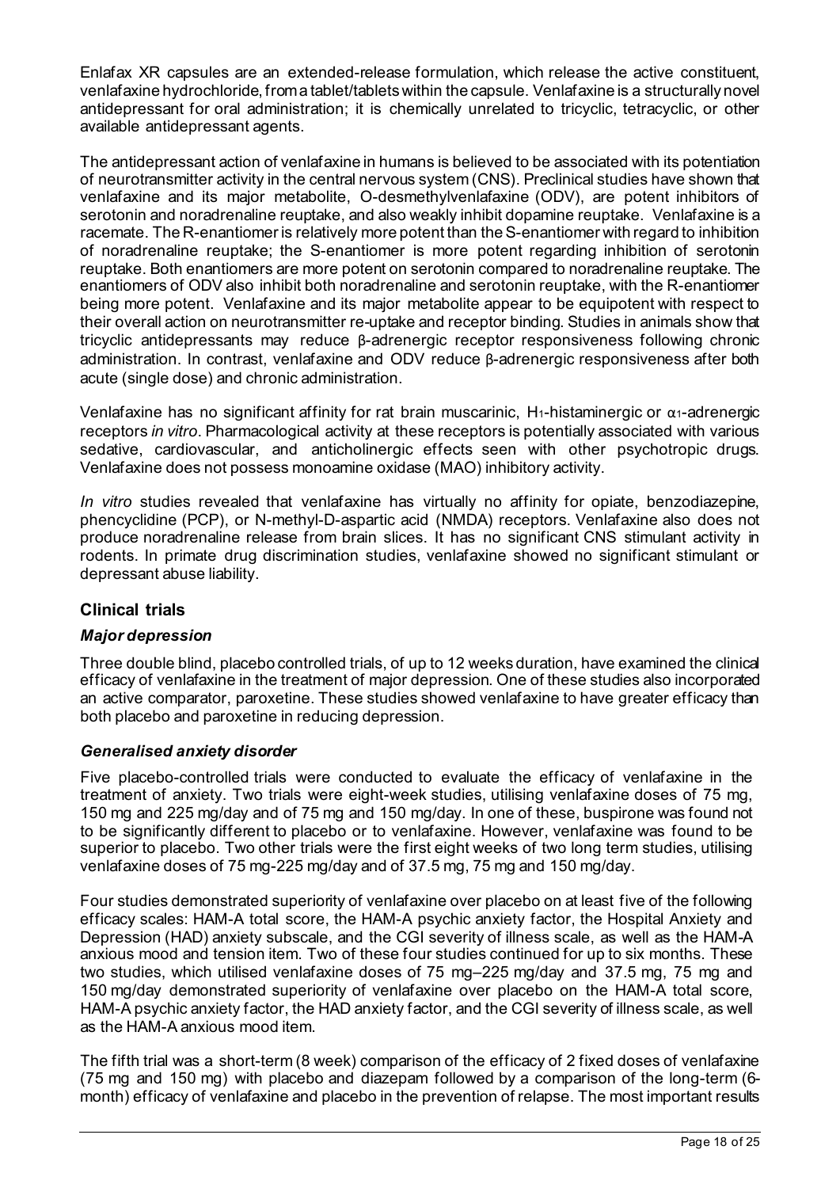Enlafax XR capsules are an extended-release formulation, which release the active constituent, venlafaxine hydrochloride, from a tablet/tablets within the capsule. Venlafaxine is a structurally novel antidepressant for oral administration; it is chemically unrelated to tricyclic, tetracyclic, or other available antidepressant agents.

The antidepressant action of venlafaxine in humans is believed to be associated with its potentiation of neurotransmitter activity in the central nervous system (CNS). Preclinical studies have shown that venlafaxine and its major metabolite, O-desmethylvenlafaxine (ODV), are potent inhibitors of serotonin and noradrenaline reuptake, and also weakly inhibit dopamine reuptake. Venlafaxine is a racemate. The R-enantiomer is relatively more potent than the S-enantiomer with regard to inhibition of noradrenaline reuptake; the S-enantiomer is more potent regarding inhibition of serotonin reuptake. Both enantiomers are more potent on serotonin compared to noradrenaline reuptake. The enantiomers of ODV also inhibit both noradrenaline and serotonin reuptake, with the R-enantiomer being more potent. Venlafaxine and its major metabolite appear to be equipotent with respect to their overall action on neurotransmitter re-uptake and receptor binding. Studies in animals show that tricyclic antidepressants may reduce β-adrenergic receptor responsiveness following chronic administration. In contrast, venlafaxine and ODV reduce β-adrenergic responsiveness after both acute (single dose) and chronic administration.

Venlafaxine has no significant affinity for rat brain muscarinic, $H_1$-histaminergic or $\alpha_1$-adrenergic receptors *in vitro*. Pharmacological activity at these receptors is potentially associated with various sedative, cardiovascular, and anticholinergic effects seen with other psychotropic drugs. Venlafaxine does not possess monoamine oxidase (MAO) inhibitory activity.

*In vitro* studies revealed that venlafaxine has virtually no affinity for opiate, benzodiazepine, phencyclidine (PCP), or N-methyl-D-aspartic acid (NMDA) receptors. Venlafaxine also does not produce noradrenaline release from brain slices. It has no significant CNS stimulant activity in rodents. In primate drug discrimination studies, venlafaxine showed no significant stimulant or depressant abuse liability.

## Clinical trials

### *Major depression*

Three double blind, placebo controlled trials, of up to 12 weeks duration, have examined the clinical efficacy of venlafaxine in the treatment of major depression. One of these studies also incorporated an active comparator, paroxetine. These studies showed venlafaxine to have greater efficacy than both placebo and paroxetine in reducing depression.

### *Generalised anxiety disorder*

Five placebo-controlled trials were conducted to evaluate the efficacy of venlafaxine in the treatment of anxiety. Two trials were eight-week studies, utilising venlafaxine doses of 75 mg, 150 mg and 225 mg/day and of 75 mg and 150 mg/day. In one of these, buspirone was found not to be significantly different to placebo or to venlafaxine. However, venlafaxine was found to be superior to placebo. Two other trials were the first eight weeks of two long term studies, utilising venlafaxine doses of 75 mg-225 mg/day and of 37.5 mg, 75 mg and 150 mg/day.

Four studies demonstrated superiority of venlafaxine over placebo on at least five of the following efficacy scales: HAM-A total score, the HAM-A psychic anxiety factor, the Hospital Anxiety and Depression (HAD) anxiety subscale, and the CGI severity of illness scale, as well as the HAM-A anxious mood and tension item. Two of these four studies continued for up to six months. These two studies, which utilised venlafaxine doses of 75 mg–225 mg/day and 37.5 mg, 75 mg and 150 mg/day demonstrated superiority of venlafaxine over placebo on the HAM-A total score, HAM-A psychic anxiety factor, the HAD anxiety factor, and the CGI severity of illness scale, as well as the HAM-A anxious mood item.

The fifth trial was a short-term (8 week) comparison of the efficacy of 2 fixed doses of venlafaxine (75 mg and 150 mg) with placebo and diazepam followed by a comparison of the long-term (6-month) efficacy of venlafaxine and placebo in the prevention of relapse. The most important results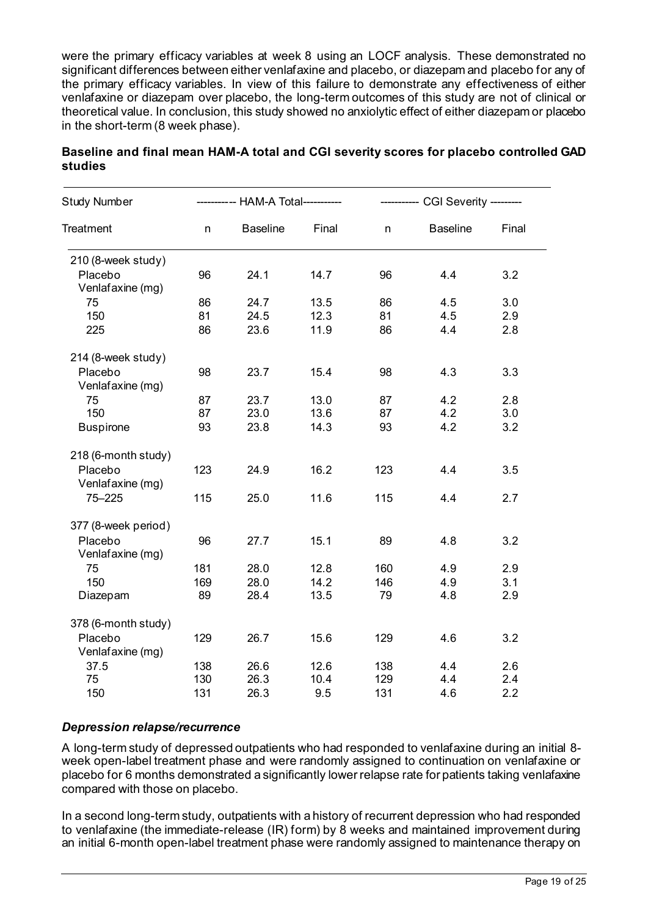were the primary efficacy variables at week 8 using an LOCF analysis. These demonstrated no significant differences between either venlafaxine and placebo, or diazepam and placebo for any of the primary efficacy variables. In view of this failure to demonstrate any effectiveness of either venlafaxine or diazepam over placebo, the long-term outcomes of this study are not of clinical or theoretical value. In conclusion, this study showed no anxiolytic effect of either diazepam or placebo in the short-term (8 week phase).

**Baseline and final mean HAM-A total and CGI severity scores for placebo controlled GAD studies**

| Study Number | HAM-A Total | | | CGI Severity | | |
|---|---|---|---|---|---|---|
| Treatment | n | Baseline | Final | n | Baseline | Final |
| 210 (8-week study) | | | | | | |
| Placebo | 96 | 24.1 | 14.7 | 96 | 4.4 | 3.2 |
| Venlafaxine (mg) | | | | | | |
| 75 | 86 | 24.7 | 13.5 | 86 | 4.5 | 3.0 |
| 150 | 81 | 24.5 | 12.3 | 81 | 4.5 | 2.9 |
| 225 | 86 | 23.6 | 11.9 | 86 | 4.4 | 2.8 |
| 214 (8-week study) | | | | | | |
| Placebo | 98 | 23.7 | 15.4 | 98 | 4.3 | 3.3 |
| Venlafaxine (mg) | | | | | | |
| 75 | 87 | 23.7 | 13.0 | 87 | 4.2 | 2.8 |
| 150 | 87 | 23.0 | 13.6 | 87 | 4.2 | 3.0 |
| Buspirone | 93 | 23.8 | 14.3 | 93 | 4.2 | 3.2 |
| 218 (6-month study) | | | | | | |
| Placebo | 123 | 24.9 | 16.2 | 123 | 4.4 | 3.5 |
| Venlafaxine (mg) | | | | | | |
| 75–225 | 115 | 25.0 | 11.6 | 115 | 4.4 | 2.7 |
| 377 (8-week period) | | | | | | |
| Placebo | 96 | 27.7 | 15.1 | 89 | 4.8 | 3.2 |
| Venlafaxine (mg) | | | | | | |
| 75 | 181 | 28.0 | 12.8 | 160 | 4.9 | 2.9 |
| 150 | 169 | 28.0 | 14.2 | 146 | 4.9 | 3.1 |
| Diazepam | 89 | 28.4 | 13.5 | 79 | 4.8 | 2.9 |
| 378 (6-month study) | | | | | | |
| Placebo | 129 | 26.7 | 15.6 | 129 | 4.6 | 3.2 |
| Venlafaxine (mg) | | | | | | |
| 37.5 | 138 | 26.6 | 12.6 | 138 | 4.4 | 2.6 |
| 75 | 130 | 26.3 | 10.4 | 129 | 4.4 | 2.4 |
| 150 | 131 | 26.3 | 9.5 | 131 | 4.6 | 2.2 |

### *Depression relapse/recurrence*

A long-term study of depressed outpatients who had responded to venlafaxine during an initial 8-week open-label treatment phase and were randomly assigned to continuation on venlafaxine or placebo for 6 months demonstrated a significantly lower relapse rate for patients taking venlafaxine compared with those on placebo.

In a second long-term study, outpatients with a history of recurrent depression who had responded to venlafaxine (the immediate-release (IR) form) by 8 weeks and maintained improvement during an initial 6-month open-label treatment phase were randomly assigned to maintenance therapy on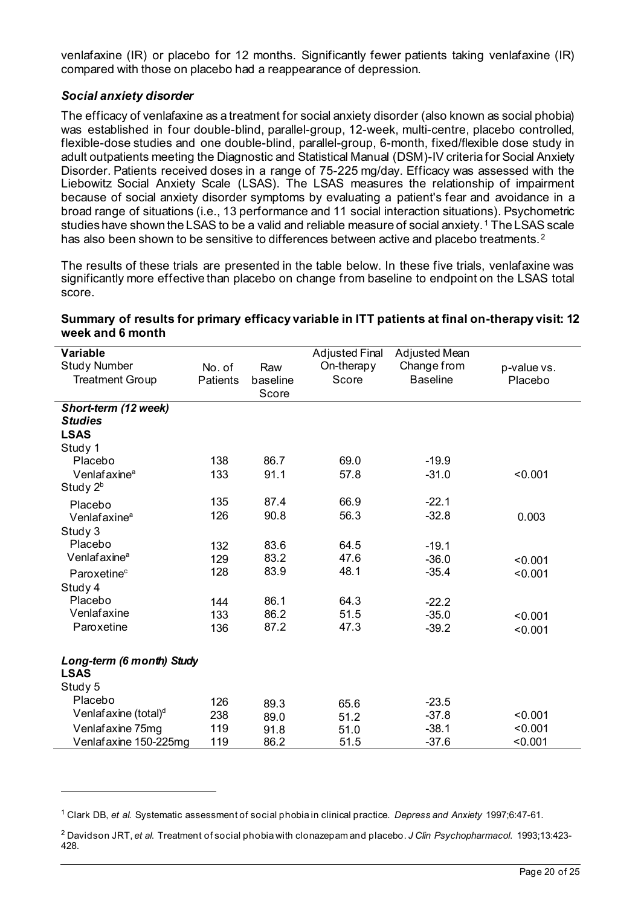venlafaxine (IR) or placebo for 12 months. Significantly fewer patients taking venlafaxine (IR) compared with those on placebo had a reappearance of depression.

### *Social anxiety disorder*

The efficacy of venlafaxine as a treatment for social anxiety disorder (also known as social phobia) was established in four double-blind, parallel-group, 12-week, multi-centre, placebo controlled, flexible-dose studies and one double-blind, parallel-group, 6-month, fixed/flexible dose study in adult outpatients meeting the Diagnostic and Statistical Manual (DSM)-IV criteria for Social Anxiety Disorder. Patients received doses in a range of 75-225 mg/day. Efficacy was assessed with the Liebowitz Social Anxiety Scale (LSAS). The LSAS measures the relationship of impairment because of social anxiety disorder symptoms by evaluating a patient's fear and avoidance in a broad range of situations (i.e., 13 performance and 11 social interaction situations). Psychometric studies have shown the LSAS to be a valid and reliable measure of social anxiety.[1] The LSAS scale has also been shown to be sensitive to differences between active and placebo treatments.[2]

The results of these trials are presented in the table below. In these five trials, venlafaxine was significantly more effective than placebo on change from baseline to endpoint on the LSAS total score.

**Summary of results for primary efficacy variable in ITT patients at final on-therapy visit: 12 week and 6 month**

| Variable<br>Study Number<br>Treatment Group | No. of Patients | Raw baseline Score | Adjusted Final On-therapy Score | Adjusted Mean Change from Baseline | p-value vs. Placebo |
|---|---|---|---|---|---|
| ***Short-term (12 week) Studies*** | | | | | |
| **LSAS** | | | | | |
| Study 1 | | | | | |
| Placebo | 138 | 86.7 | 69.0 | -19.9 | |
| Venlafaxine[a] | 133 | 91.1 | 57.8 | -31.0 | <0.001 |
| Study 2[b] | | | | | |
| Placebo | 135 | 87.4 | 66.9 | -22.1 | |
| Venlafaxine[a] | 126 | 90.8 | 56.3 | -32.8 | 0.003 |
| Study 3 | | | | | |
| Placebo | 132 | 83.6 | 64.5 | -19.1 | |
| Venlafaxine[a] | 129 | 83.2 | 47.6 | -36.0 | <0.001 |
| Paroxetine[c] | 128 | 83.9 | 48.1 | -35.4 | <0.001 |
| Study 4 | | | | | |
| Placebo | 144 | 86.1 | 64.3 | -22.2 | |
| Venlafaxine | 133 | 86.2 | 51.5 | -35.0 | <0.001 |
| Paroxetine | 136 | 87.2 | 47.3 | -39.2 | <0.001 |
| ***Long-term (6 month) Study*** | | | | | |
| **LSAS** | | | | | |
| Study 5 | | | | | |
| Placebo | 126 | 89.3 | 65.6 | -23.5 | |
| Venlafaxine (total)[d] | 238 | 89.0 | 51.2 | -37.8 | <0.001 |
| Venlafaxine 75mg | 119 | 91.8 | 51.0 | -38.1 | <0.001 |
| Venlafaxine 150-225mg | 119 | 86.2 | 51.5 | -37.6 | <0.001 |

---

[1] Clark DB, *et al.* Systematic assessment of social phobia in clinical practice. *Depress and Anxiety* 1997;6:47-61.

[2] Davidson JRT, *et al.* Treatment of social phobia with clonazepam and placebo. *J Clin Psychopharmacol.* 1993;13:423-428.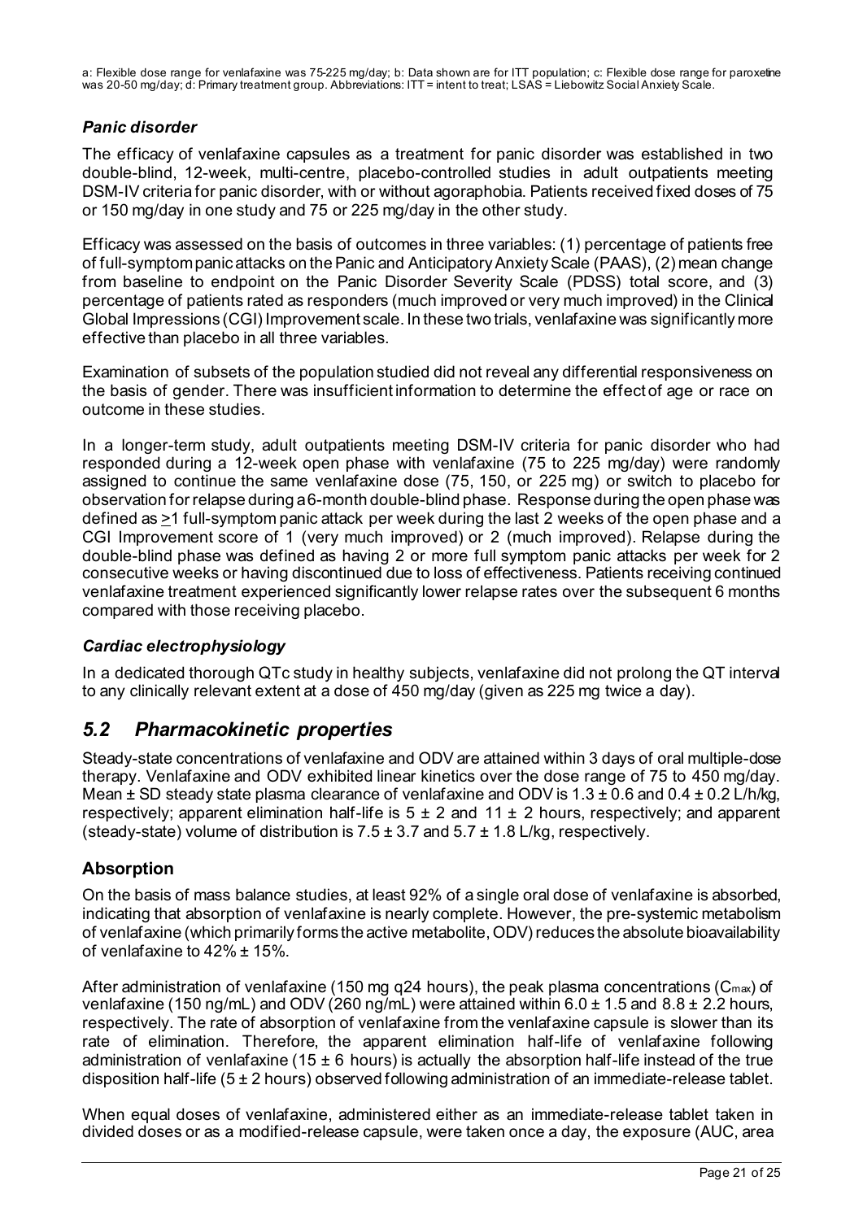a: Flexible dose range for venlafaxine was 75-225 mg/day; b: Data shown are for ITT population; c: Flexible dose range for paroxetine was 20-50 mg/day; d: Primary treatment group. Abbreviations: ITT = intent to treat; LSAS = Liebowitz Social Anxiety Scale.

### *Panic disorder*

The efficacy of venlafaxine capsules as a treatment for panic disorder was established in two double-blind, 12-week, multi-centre, placebo-controlled studies in adult outpatients meeting DSM-IV criteria for panic disorder, with or without agoraphobia. Patients received fixed doses of 75 or 150 mg/day in one study and 75 or 225 mg/day in the other study.

Efficacy was assessed on the basis of outcomes in three variables: (1) percentage of patients free of full-symptom panic attacks on the Panic and Anticipatory Anxiety Scale (PAAS), (2) mean change from baseline to endpoint on the Panic Disorder Severity Scale (PDSS) total score, and (3) percentage of patients rated as responders (much improved or very much improved) in the Clinical Global Impressions (CGI) Improvement scale. In these two trials, venlafaxine was significantly more effective than placebo in all three variables.

Examination of subsets of the population studied did not reveal any differential responsiveness on the basis of gender. There was insufficient information to determine the effect of age or race on outcome in these studies.

In a longer-term study, adult outpatients meeting DSM-IV criteria for panic disorder who had responded during a 12-week open phase with venlafaxine (75 to 225 mg/day) were randomly assigned to continue the same venlafaxine dose (75, 150, or 225 mg) or switch to placebo for observation for relapse during a 6-month double-blind phase. Response during the open phase was defined as ≥1 full-symptom panic attack per week during the last 2 weeks of the open phase and a CGI Improvement score of 1 (very much improved) or 2 (much improved). Relapse during the double-blind phase was defined as having 2 or more full symptom panic attacks per week for 2 consecutive weeks or having discontinued due to loss of effectiveness. Patients receiving continued venlafaxine treatment experienced significantly lower relapse rates over the subsequent 6 months compared with those receiving placebo.

### *Cardiac electrophysiology*

In a dedicated thorough QTc study in healthy subjects, venlafaxine did not prolong the QT interval to any clinically relevant extent at a dose of 450 mg/day (given as 225 mg twice a day).

## *5.2 Pharmacokinetic properties*

Steady-state concentrations of venlafaxine and ODV are attained within 3 days of oral multiple-dose therapy. Venlafaxine and ODV exhibited linear kinetics over the dose range of 75 to 450 mg/day. Mean ± SD steady state plasma clearance of venlafaxine and ODV is 1.3 ± 0.6 and 0.4 ± 0.2 L/h/kg, respectively; apparent elimination half-life is 5 ± 2 and 11 ± 2 hours, respectively; and apparent (steady-state) volume of distribution is 7.5 ± 3.7 and 5.7 ± 1.8 L/kg, respectively.

### **Absorption**

On the basis of mass balance studies, at least 92% of a single oral dose of venlafaxine is absorbed, indicating that absorption of venlafaxine is nearly complete. However, the pre-systemic metabolism of venlafaxine (which primarily forms the active metabolite, ODV) reduces the absolute bioavailability of venlafaxine to 42% ± 15%.

After administration of venlafaxine (150 mg q24 hours), the peak plasma concentrations ($C_{max}$) of venlafaxine (150 ng/mL) and ODV (260 ng/mL) were attained within 6.0 ± 1.5 and 8.8 ± 2.2 hours, respectively. The rate of absorption of venlafaxine from the venlafaxine capsule is slower than its rate of elimination. Therefore, the apparent elimination half-life of venlafaxine following administration of venlafaxine (15 ± 6 hours) is actually the absorption half-life instead of the true disposition half-life (5 ± 2 hours) observed following administration of an immediate-release tablet.

When equal doses of venlafaxine, administered either as an immediate-release tablet taken in divided doses or as a modified-release capsule, were taken once a day, the exposure (AUC, area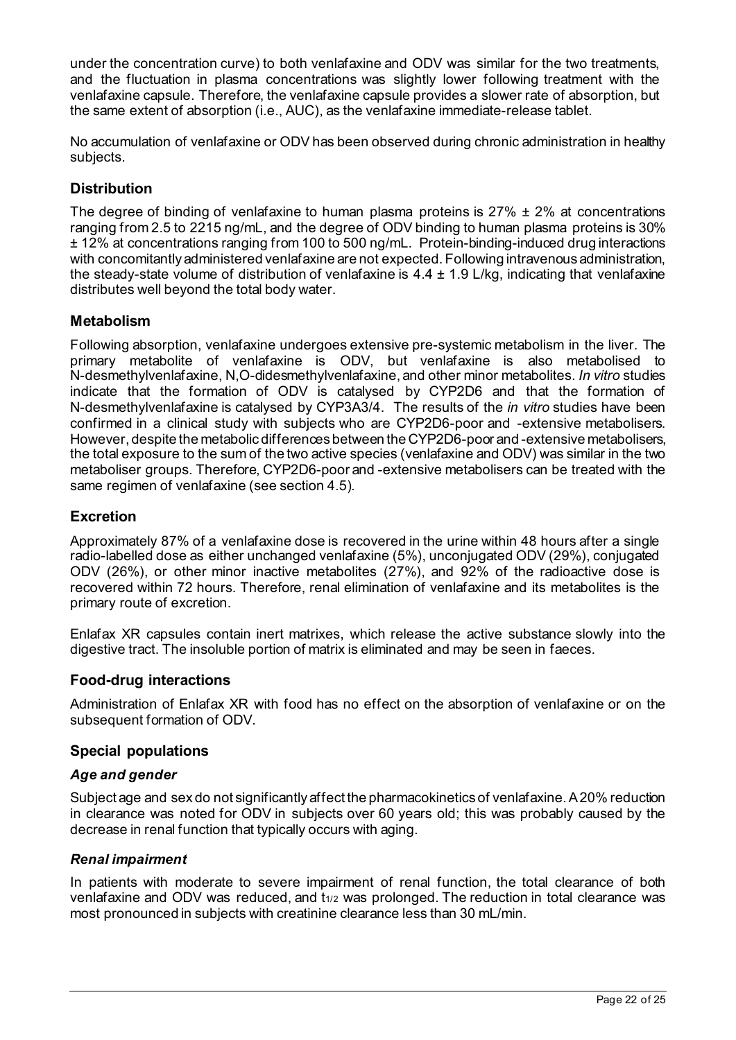under the concentration curve) to both venlafaxine and ODV was similar for the two treatments, and the fluctuation in plasma concentrations was slightly lower following treatment with the venlafaxine capsule. Therefore, the venlafaxine capsule provides a slower rate of absorption, but the same extent of absorption (i.e., AUC), as the venlafaxine immediate-release tablet.

No accumulation of venlafaxine or ODV has been observed during chronic administration in healthy subjects.

## Distribution

The degree of binding of venlafaxine to human plasma proteins is 27% ± 2% at concentrations ranging from 2.5 to 2215 ng/mL, and the degree of ODV binding to human plasma proteins is 30% ± 12% at concentrations ranging from 100 to 500 ng/mL. Protein-binding-induced drug interactions with concomitantly administered venlafaxine are not expected. Following intravenous administration, the steady-state volume of distribution of venlafaxine is 4.4 ± 1.9 L/kg, indicating that venlafaxine distributes well beyond the total body water.

## Metabolism

Following absorption, venlafaxine undergoes extensive pre-systemic metabolism in the liver. The primary metabolite of venlafaxine is ODV, but venlafaxine is also metabolised to N-desmethylvenlafaxine, N,O-didesmethylvenlafaxine, and other minor metabolites. *In vitro* studies indicate that the formation of ODV is catalysed by CYP2D6 and that the formation of N-desmethylvenlafaxine is catalysed by CYP3A3/4. The results of the *in vitro* studies have been confirmed in a clinical study with subjects who are CYP2D6-poor and -extensive metabolisers. However, despite the metabolic differences between the CYP2D6-poor and -extensive metabolisers, the total exposure to the sum of the two active species (venlafaxine and ODV) was similar in the two metaboliser groups. Therefore, CYP2D6-poor and -extensive metabolisers can be treated with the same regimen of venlafaxine (see section 4.5).

## Excretion

Approximately 87% of a venlafaxine dose is recovered in the urine within 48 hours after a single radio-labelled dose as either unchanged venlafaxine (5%), unconjugated ODV (29%), conjugated ODV (26%), or other minor inactive metabolites (27%), and 92% of the radioactive dose is recovered within 72 hours. Therefore, renal elimination of venlafaxine and its metabolites is the primary route of excretion.

Enlafax XR capsules contain inert matrixes, which release the active substance slowly into the digestive tract. The insoluble portion of matrix is eliminated and may be seen in faeces.

## Food-drug interactions

Administration of Enlafax XR with food has no effect on the absorption of venlafaxine or on the subsequent formation of ODV.

## Special populations

### *Age and gender*

Subject age and sex do not significantly affect the pharmacokinetics of venlafaxine. A 20% reduction in clearance was noted for ODV in subjects over 60 years old; this was probably caused by the decrease in renal function that typically occurs with aging.

### *Renal impairment*

In patients with moderate to severe impairment of renal function, the total clearance of both venlafaxine and ODV was reduced, and $t_{1/2}$ was prolonged. The reduction in total clearance was most pronounced in subjects with creatinine clearance less than 30 mL/min.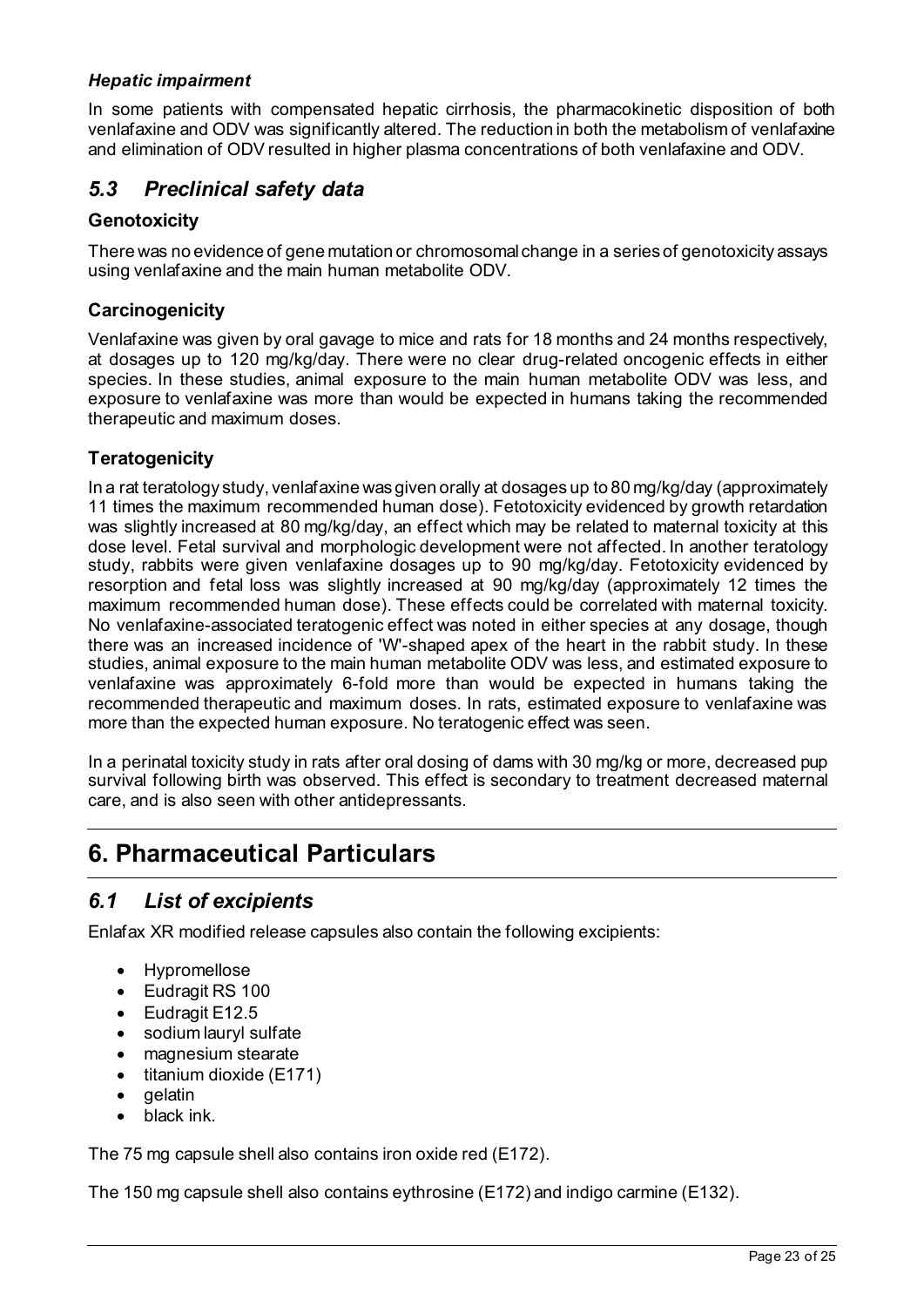### *Hepatic impairment*

In some patients with compensated hepatic cirrhosis, the pharmacokinetic disposition of both venlafaxine and ODV was significantly altered. The reduction in both the metabolism of venlafaxine and elimination of ODV resulted in higher plasma concentrations of both venlafaxine and ODV.

## *5.3 Preclinical safety data*

### Genotoxicity

There was no evidence of gene mutation or chromosomal change in a series of genotoxicity assays using venlafaxine and the main human metabolite ODV.

### Carcinogenicity

Venlafaxine was given by oral gavage to mice and rats for 18 months and 24 months respectively, at dosages up to 120 mg/kg/day. There were no clear drug-related oncogenic effects in either species. In these studies, animal exposure to the main human metabolite ODV was less, and exposure to venlafaxine was more than would be expected in humans taking the recommended therapeutic and maximum doses.

### Teratogenicity

In a rat teratology study, venlafaxine was given orally at dosages up to 80 mg/kg/day (approximately 11 times the maximum recommended human dose). Fetotoxicity evidenced by growth retardation was slightly increased at 80 mg/kg/day, an effect which may be related to maternal toxicity at this dose level. Fetal survival and morphologic development were not affected. In another teratology study, rabbits were given venlafaxine dosages up to 90 mg/kg/day. Fetotoxicity evidenced by resorption and fetal loss was slightly increased at 90 mg/kg/day (approximately 12 times the maximum recommended human dose). These effects could be correlated with maternal toxicity. No venlafaxine-associated teratogenic effect was noted in either species at any dosage, though there was an increased incidence of 'W'-shaped apex of the heart in the rabbit study. In these studies, animal exposure to the main human metabolite ODV was less, and estimated exposure to venlafaxine was approximately 6-fold more than would be expected in humans taking the recommended therapeutic and maximum doses. In rats, estimated exposure to venlafaxine was more than the expected human exposure. No teratogenic effect was seen.

In a perinatal toxicity study in rats after oral dosing of dams with 30 mg/kg or more, decreased pup survival following birth was observed. This effect is secondary to treatment decreased maternal care, and is also seen with other antidepressants.

# 6. Pharmaceutical Particulars

## *6.1 List of excipients*

Enlafax XR modified release capsules also contain the following excipients:

- Hypromellose
- Eudragit RS 100
- Eudragit E12.5
- sodium lauryl sulfate
- magnesium stearate
- titanium dioxide (E171)
- gelatin
- black ink.

The 75 mg capsule shell also contains iron oxide red (E172).

The 150 mg capsule shell also contains eythrosine (E172) and indigo carmine (E132).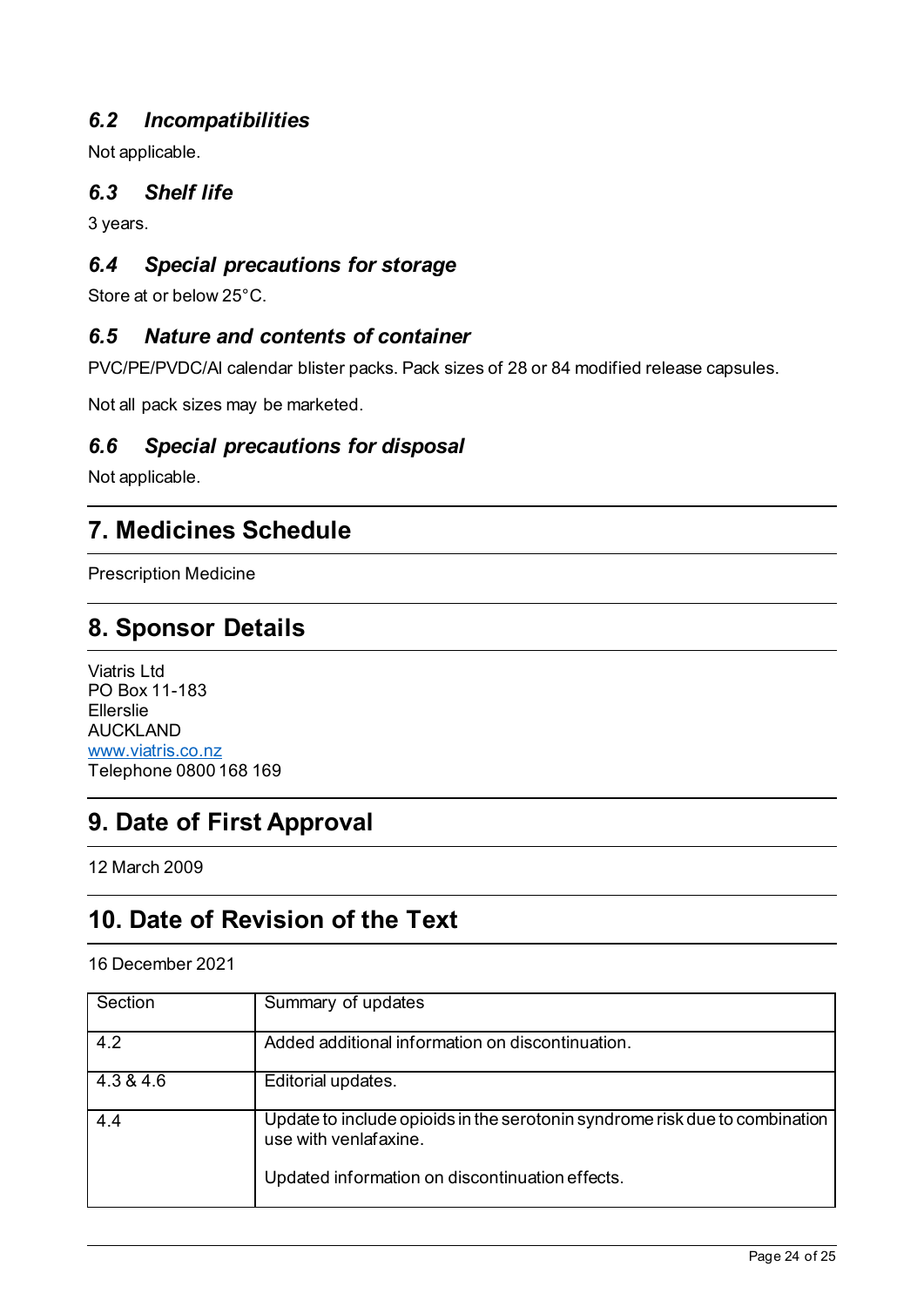### *6.2 Incompatibilities*

Not applicable.

### *6.3 Shelf life*

3 years.

### *6.4 Special precautions for storage*

Store at or below 25°C.

### *6.5 Nature and contents of container*

PVC/PE/PVDC/Al calendar blister packs. Pack sizes of 28 or 84 modified release capsules.

Not all pack sizes may be marketed.

### *6.6 Special precautions for disposal*

Not applicable.

## 7. Medicines Schedule

Prescription Medicine

## 8. Sponsor Details

Viatris Ltd
PO Box 11-183
Ellerslie
AUCKLAND
www.viatris.co.nz
Telephone 0800 168 169

## 9. Date of First Approval

12 March 2009

## 10. Date of Revision of the Text

16 December 2021

| Section | Summary of updates |
|---|---|
| 4.2 | Added additional information on discontinuation. |
| 4.3 & 4.6 | Editorial updates. |
| 4.4 | Update to include opioids in the serotonin syndrome risk due to combination use with venlafaxine.<br><br>Updated information on discontinuation effects. |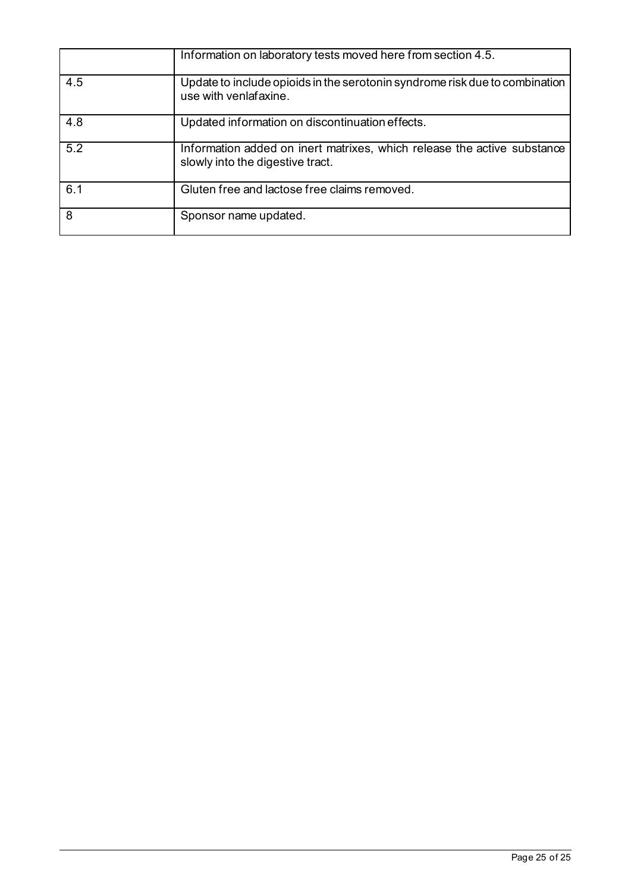| | |
|---|---|
| | Information on laboratory tests moved here from section 4.5. |
| 4.5 | Update to include opioids in the serotonin syndrome risk due to combination use with venlafaxine. |
| 4.8 | Updated information on discontinuation effects. |
| 5.2 | Information added on inert matrixes, which release the active substance slowly into the digestive tract. |
| 6.1 | Gluten free and lactose free claims removed. |
| 8 | Sponsor name updated. |